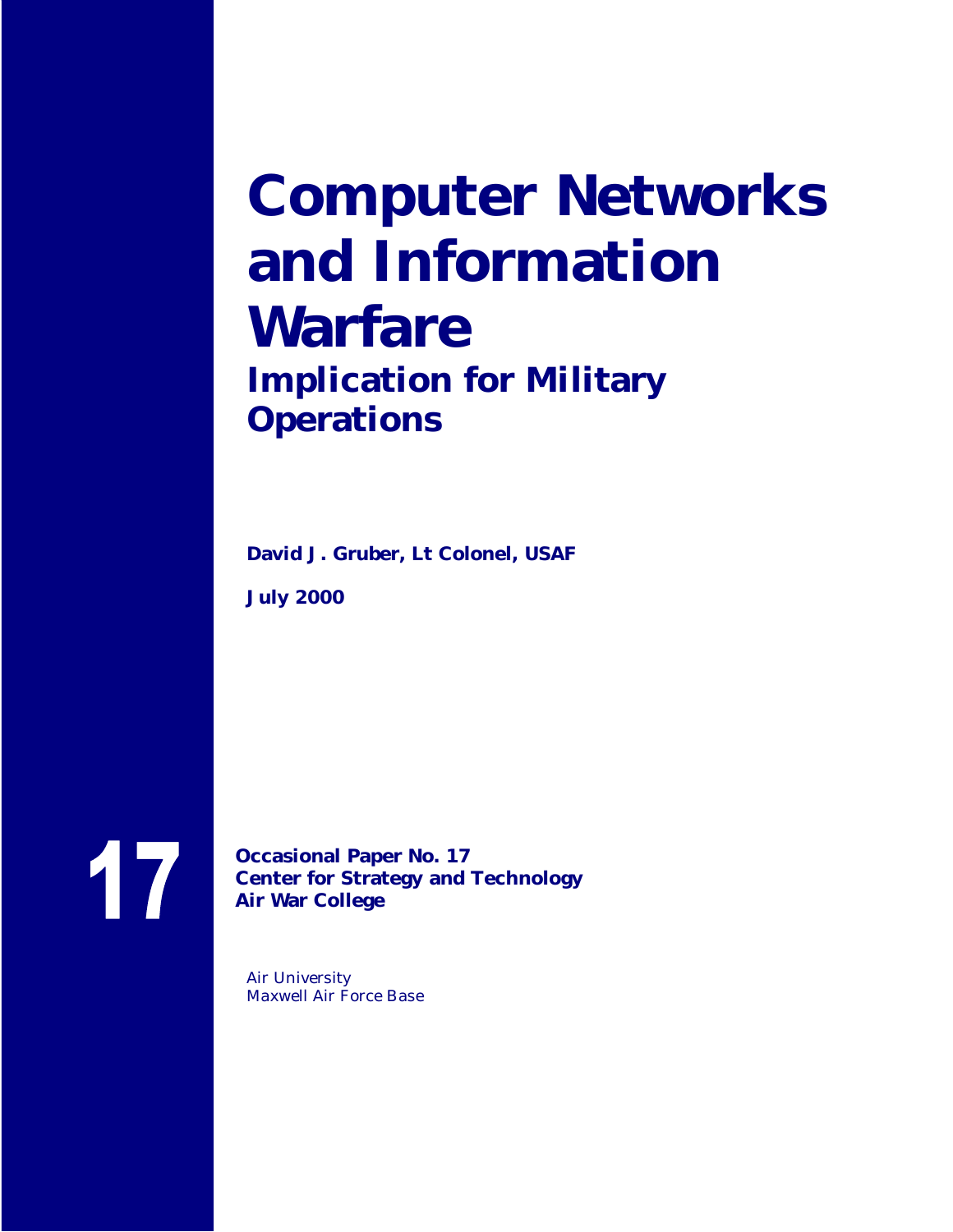# Computer Networks and Information Warfare

## Implication for Military Operations

**David J. Gruber, Lt Colonel, USAF**

**July 2000**

**17**

**Occasional Paper No. 17**
**Center for Strategy and Technology**
**Air War College**

*Air University*
*Maxwell Air Force Base*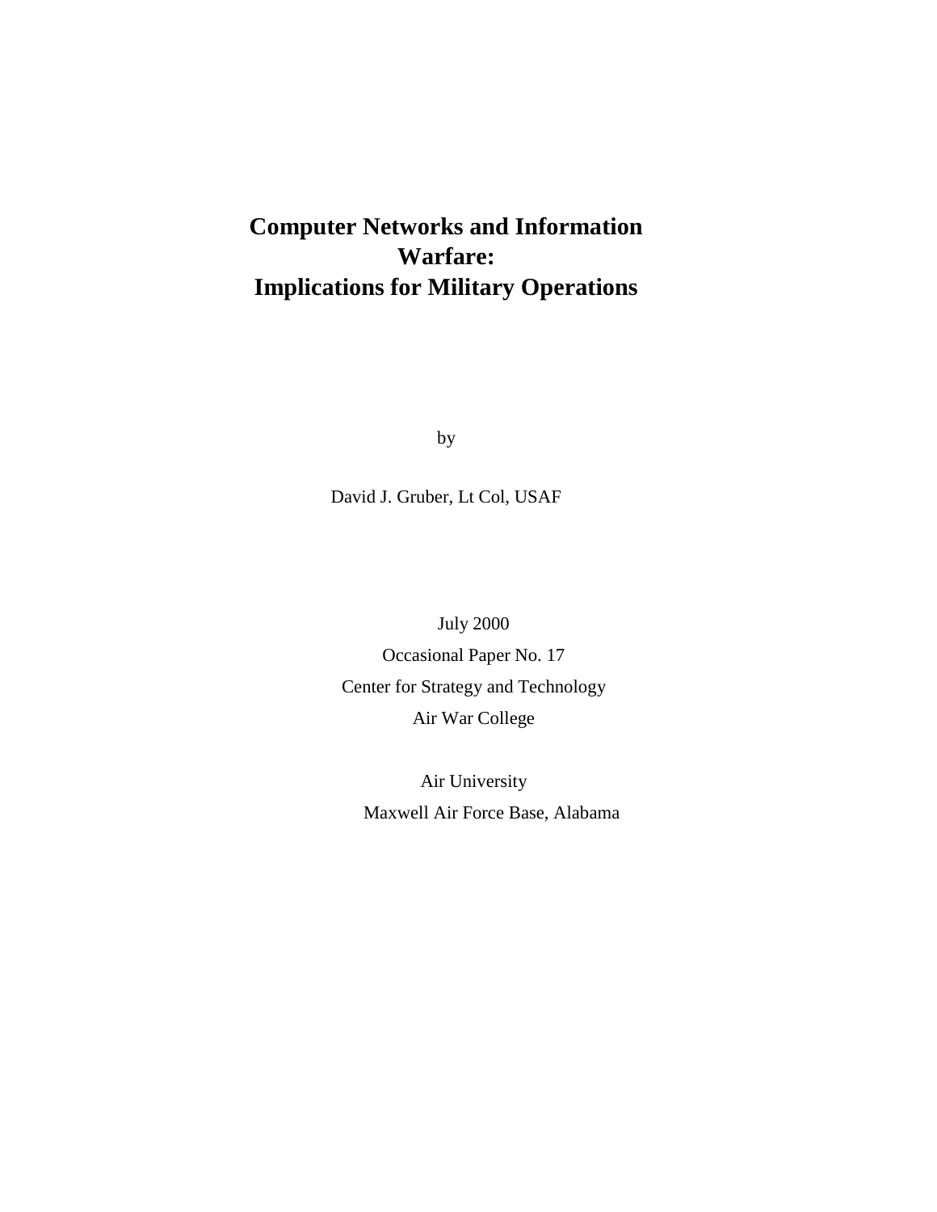# Computer Networks and Information Warfare: Implications for Military Operations

by

David J. Gruber, Lt Col, USAF

July 2000

Occasional Paper No. 17

Center for Strategy and Technology

Air War College

Air University

Maxwell Air Force Base, Alabama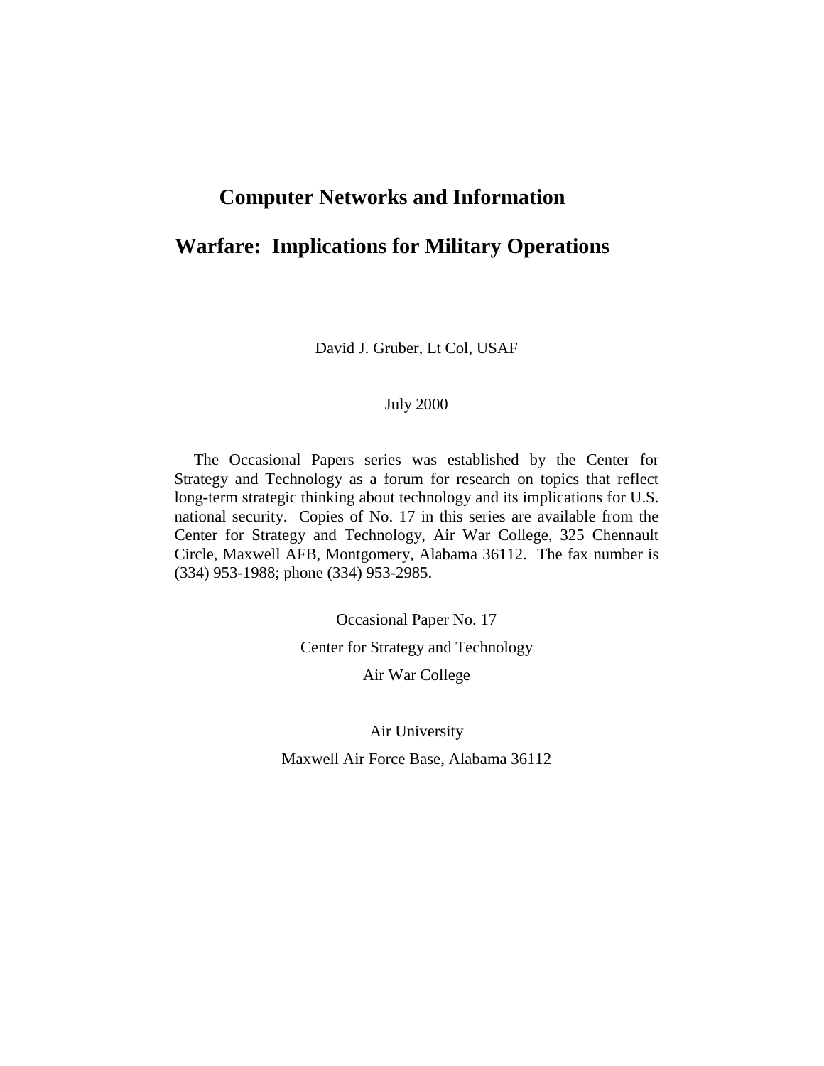# Computer Networks and Information Warfare: Implications for Military Operations

David J. Gruber, Lt Col, USAF

July 2000

The Occasional Papers series was established by the Center for Strategy and Technology as a forum for research on topics that reflect long-term strategic thinking about technology and its implications for U.S. national security. Copies of No. 17 in this series are available from the Center for Strategy and Technology, Air War College, 325 Chennault Circle, Maxwell AFB, Montgomery, Alabama 36112. The fax number is (334) 953-1988; phone (334) 953-2985.

Occasional Paper No. 17

Center for Strategy and Technology

Air War College

Air University

Maxwell Air Force Base, Alabama 36112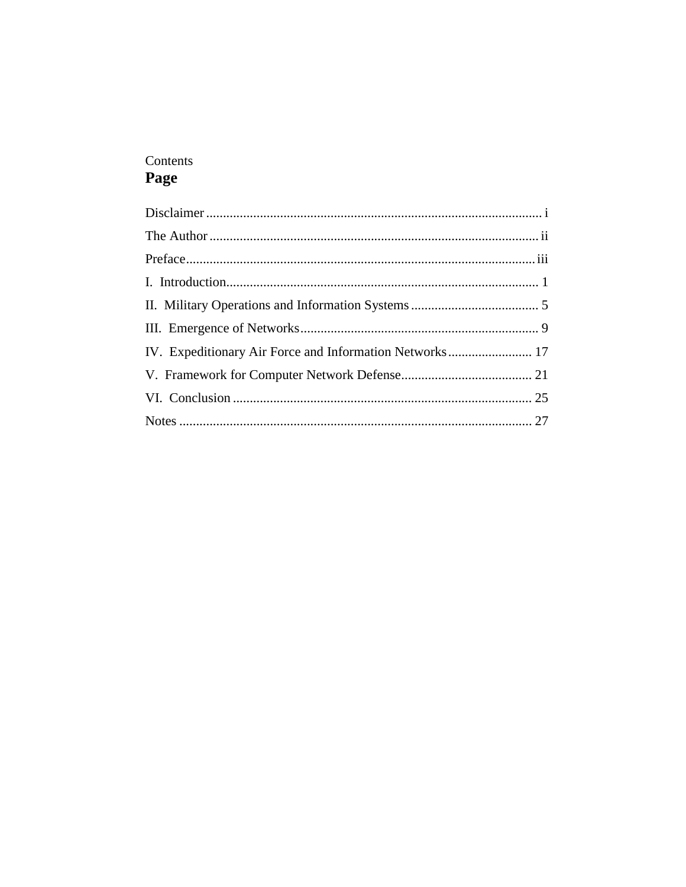Contents

**Page**

Disclaimer ..... i

The Author ..... ii

Preface ..... iii

I. Introduction ..... 1

II. Military Operations and Information Systems ..... 5

III. Emergence of Networks ..... 9

IV. Expeditionary Air Force and Information Networks ..... 17

V. Framework for Computer Network Defense ..... 21

VI. Conclusion ..... 25

Notes ..... 27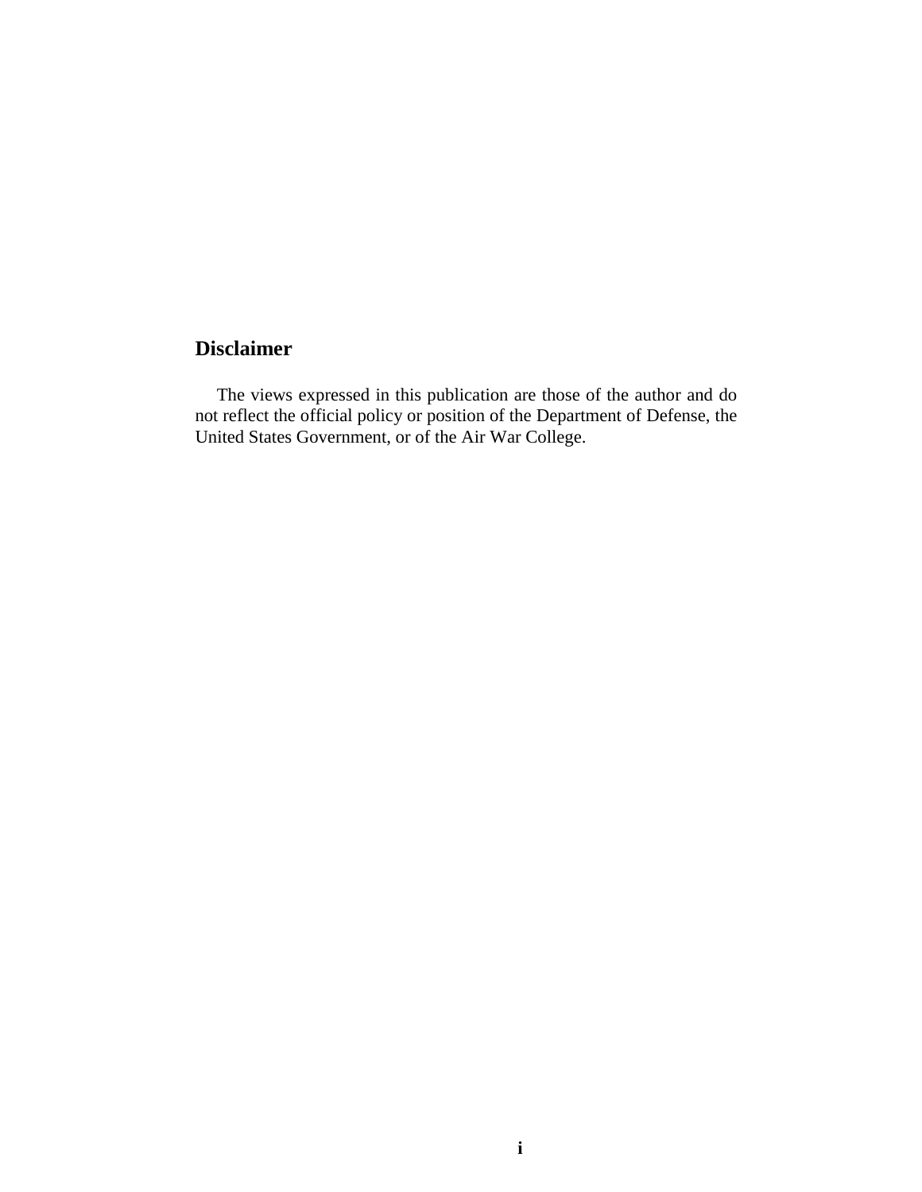## Disclaimer

The views expressed in this publication are those of the author and do not reflect the official policy or position of the Department of Defense, the United States Government, or of the Air War College.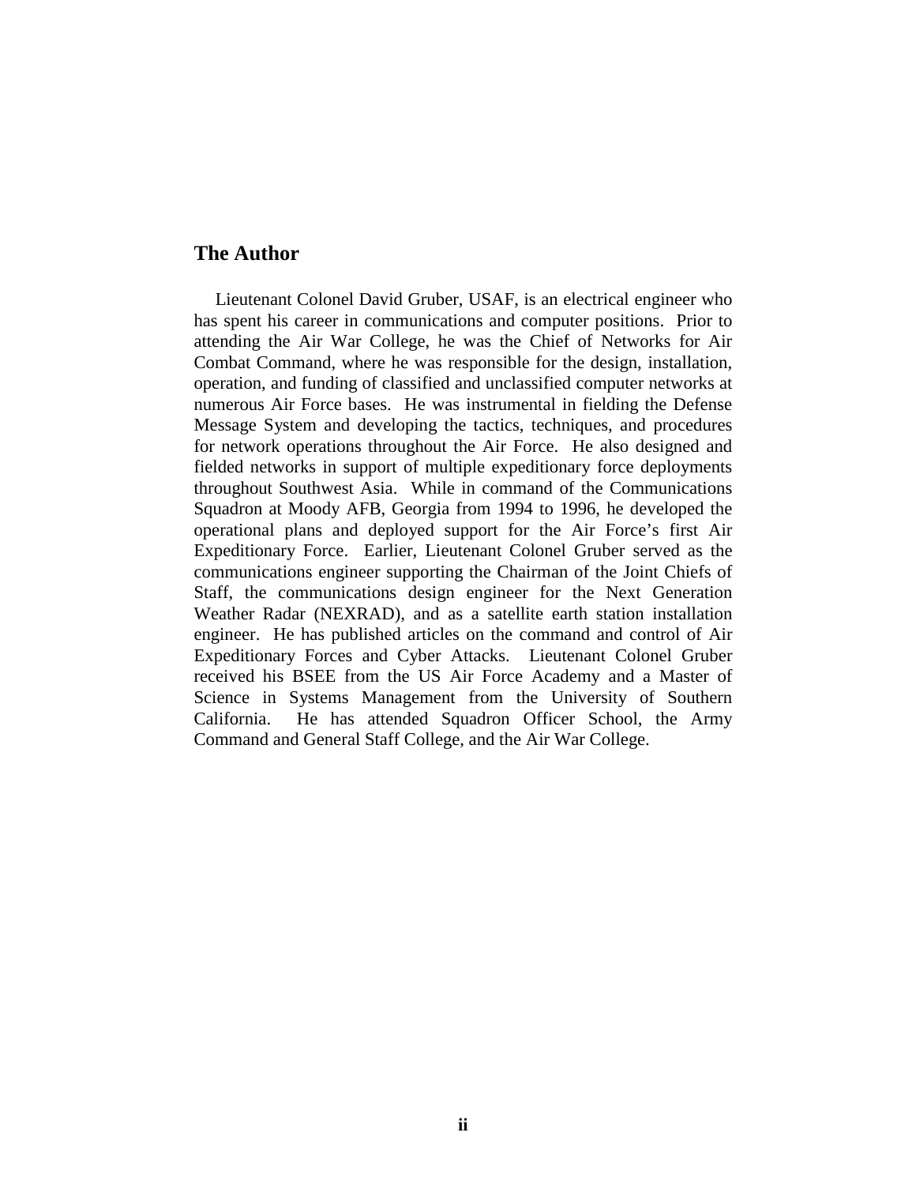## The Author

Lieutenant Colonel David Gruber, USAF, is an electrical engineer who has spent his career in communications and computer positions. Prior to attending the Air War College, he was the Chief of Networks for Air Combat Command, where he was responsible for the design, installation, operation, and funding of classified and unclassified computer networks at numerous Air Force bases. He was instrumental in fielding the Defense Message System and developing the tactics, techniques, and procedures for network operations throughout the Air Force. He also designed and fielded networks in support of multiple expeditionary force deployments throughout Southwest Asia. While in command of the Communications Squadron at Moody AFB, Georgia from 1994 to 1996, he developed the operational plans and deployed support for the Air Force's first Air Expeditionary Force. Earlier, Lieutenant Colonel Gruber served as the communications engineer supporting the Chairman of the Joint Chiefs of Staff, the communications design engineer for the Next Generation Weather Radar (NEXRAD), and as a satellite earth station installation engineer. He has published articles on the command and control of Air Expeditionary Forces and Cyber Attacks. Lieutenant Colonel Gruber received his BSEE from the US Air Force Academy and a Master of Science in Systems Management from the University of Southern California. He has attended Squadron Officer School, the Army Command and General Staff College, and the Air War College.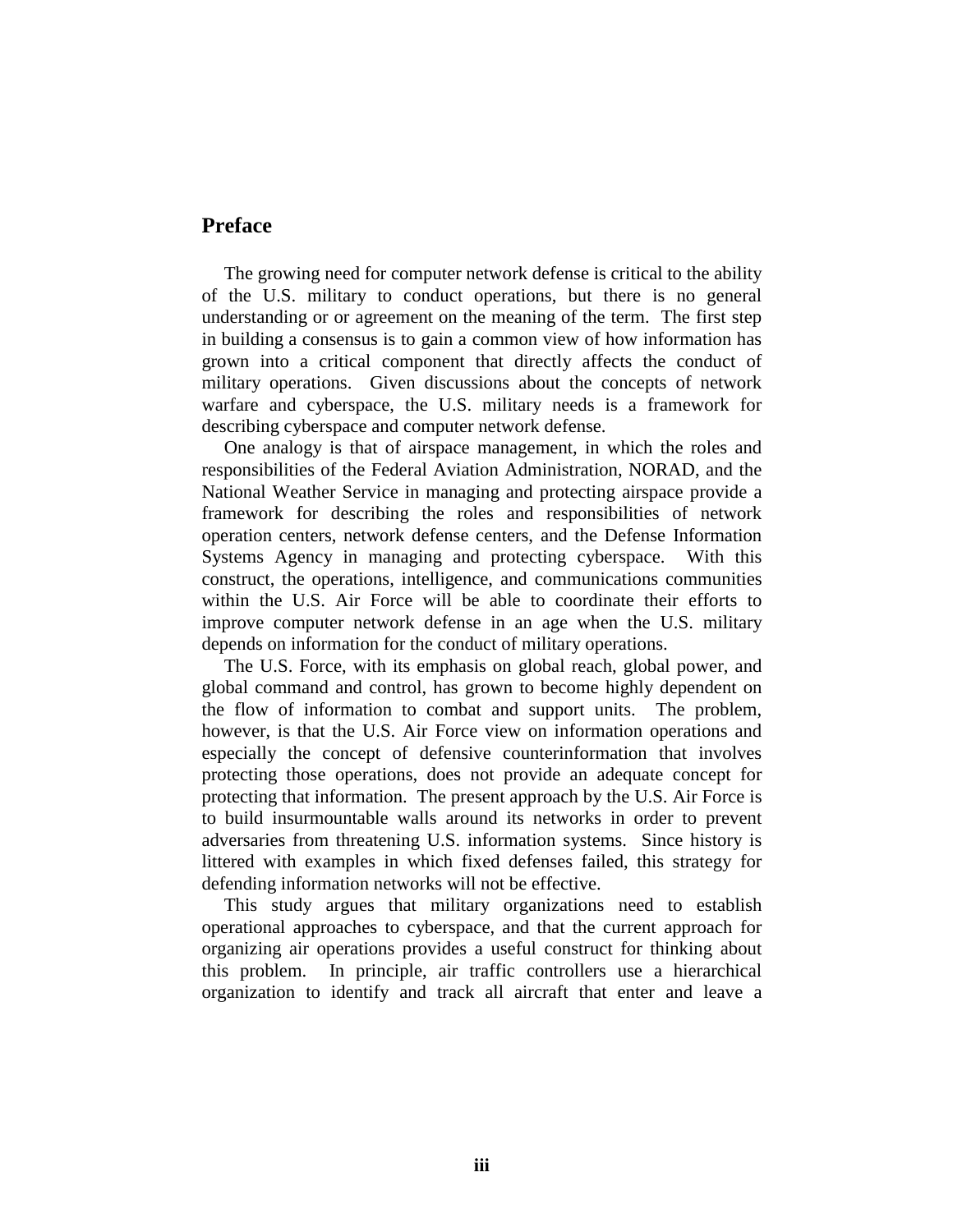## Preface

The growing need for computer network defense is critical to the ability of the U.S. military to conduct operations, but there is no general understanding or or agreement on the meaning of the term. The first step in building a consensus is to gain a common view of how information has grown into a critical component that directly affects the conduct of military operations. Given discussions about the concepts of network warfare and cyberspace, the U.S. military needs is a framework for describing cyberspace and computer network defense.

One analogy is that of airspace management, in which the roles and responsibilities of the Federal Aviation Administration, NORAD, and the National Weather Service in managing and protecting airspace provide a framework for describing the roles and responsibilities of network operation centers, network defense centers, and the Defense Information Systems Agency in managing and protecting cyberspace. With this construct, the operations, intelligence, and communications communities within the U.S. Air Force will be able to coordinate their efforts to improve computer network defense in an age when the U.S. military depends on information for the conduct of military operations.

The U.S. Force, with its emphasis on global reach, global power, and global command and control, has grown to become highly dependent on the flow of information to combat and support units. The problem, however, is that the U.S. Air Force view on information operations and especially the concept of defensive counterinformation that involves protecting those operations, does not provide an adequate concept for protecting that information. The present approach by the U.S. Air Force is to build insurmountable walls around its networks in order to prevent adversaries from threatening U.S. information systems. Since history is littered with examples in which fixed defenses failed, this strategy for defending information networks will not be effective.

This study argues that military organizations need to establish operational approaches to cyberspace, and that the current approach for organizing air operations provides a useful construct for thinking about this problem. In principle, air traffic controllers use a hierarchical organization to identify and track all aircraft that enter and leave a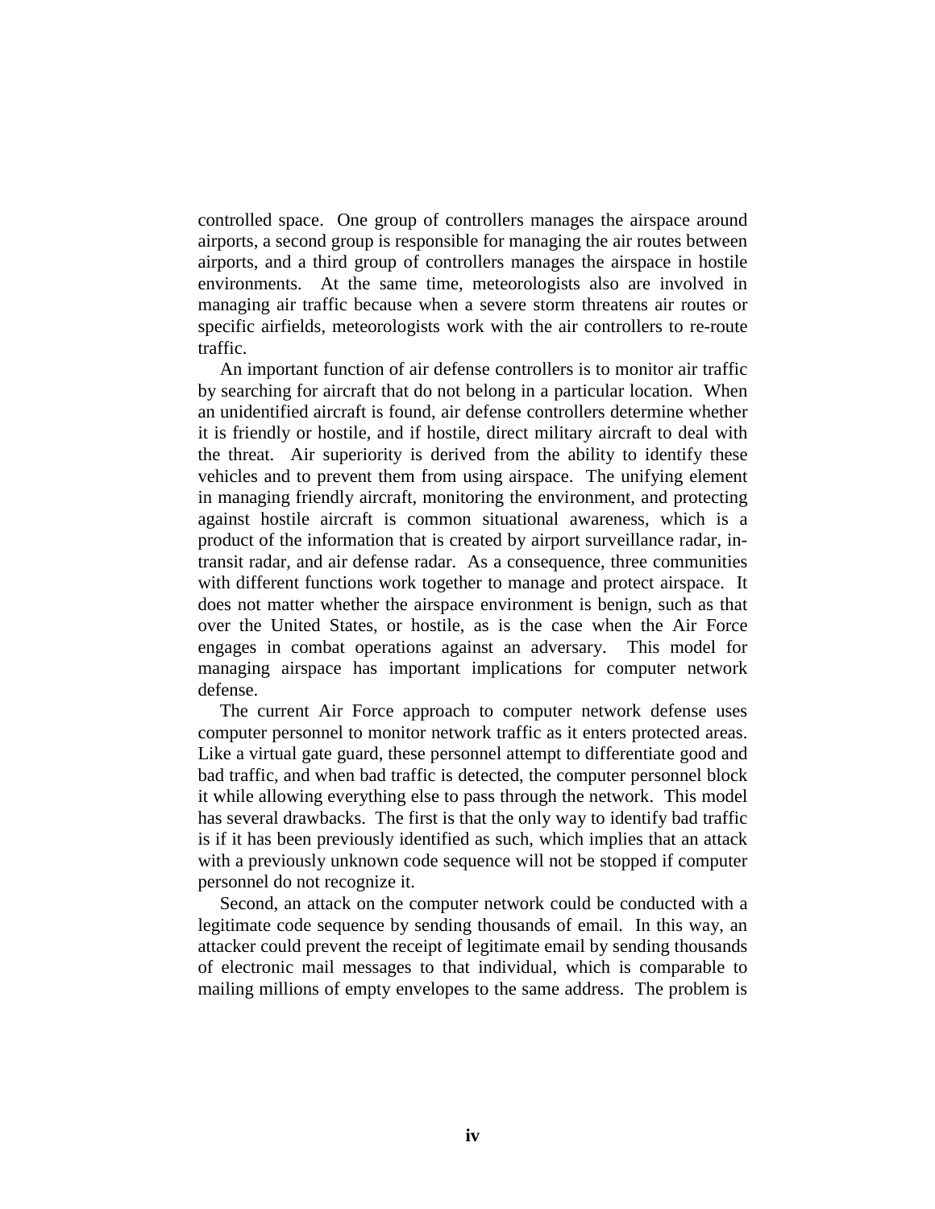controlled space. One group of controllers manages the airspace around airports, a second group is responsible for managing the air routes between airports, and a third group of controllers manages the airspace in hostile environments. At the same time, meteorologists also are involved in managing air traffic because when a severe storm threatens air routes or specific airfields, meteorologists work with the air controllers to re-route traffic.

An important function of air defense controllers is to monitor air traffic by searching for aircraft that do not belong in a particular location. When an unidentified aircraft is found, air defense controllers determine whether it is friendly or hostile, and if hostile, direct military aircraft to deal with the threat. Air superiority is derived from the ability to identify these vehicles and to prevent them from using airspace. The unifying element in managing friendly aircraft, monitoring the environment, and protecting against hostile aircraft is common situational awareness, which is a product of the information that is created by airport surveillance radar, in-transit radar, and air defense radar. As a consequence, three communities with different functions work together to manage and protect airspace. It does not matter whether the airspace environment is benign, such as that over the United States, or hostile, as is the case when the Air Force engages in combat operations against an adversary. This model for managing airspace has important implications for computer network defense.

The current Air Force approach to computer network defense uses computer personnel to monitor network traffic as it enters protected areas. Like a virtual gate guard, these personnel attempt to differentiate good and bad traffic, and when bad traffic is detected, the computer personnel block it while allowing everything else to pass through the network. This model has several drawbacks. The first is that the only way to identify bad traffic is if it has been previously identified as such, which implies that an attack with a previously unknown code sequence will not be stopped if computer personnel do not recognize it.

Second, an attack on the computer network could be conducted with a legitimate code sequence by sending thousands of email. In this way, an attacker could prevent the receipt of legitimate email by sending thousands of electronic mail messages to that individual, which is comparable to mailing millions of empty envelopes to the same address. The problem is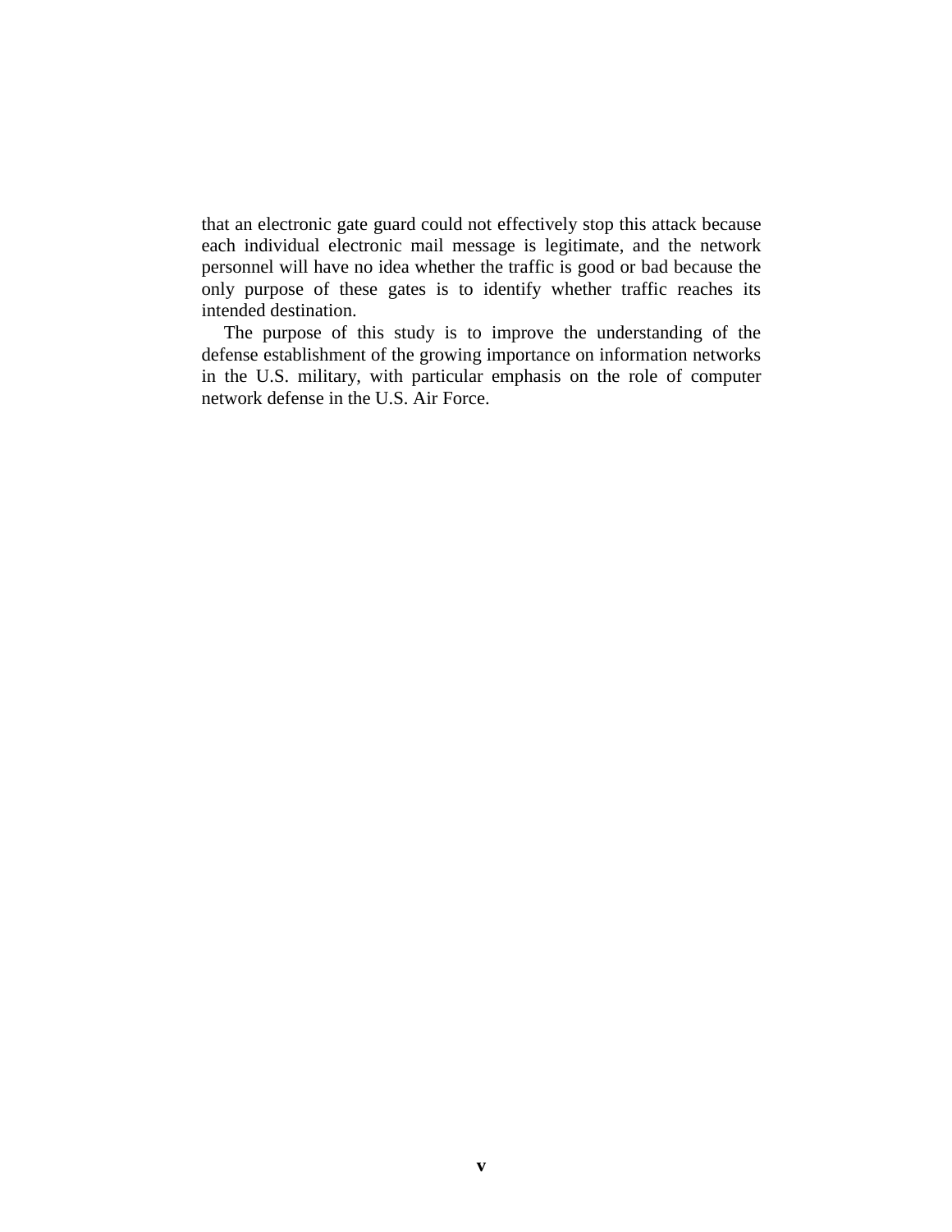that an electronic gate guard could not effectively stop this attack because each individual electronic mail message is legitimate, and the network personnel will have no idea whether the traffic is good or bad because the only purpose of these gates is to identify whether traffic reaches its intended destination.

The purpose of this study is to improve the understanding of the defense establishment of the growing importance on information networks in the U.S. military, with particular emphasis on the role of computer network defense in the U.S. Air Force.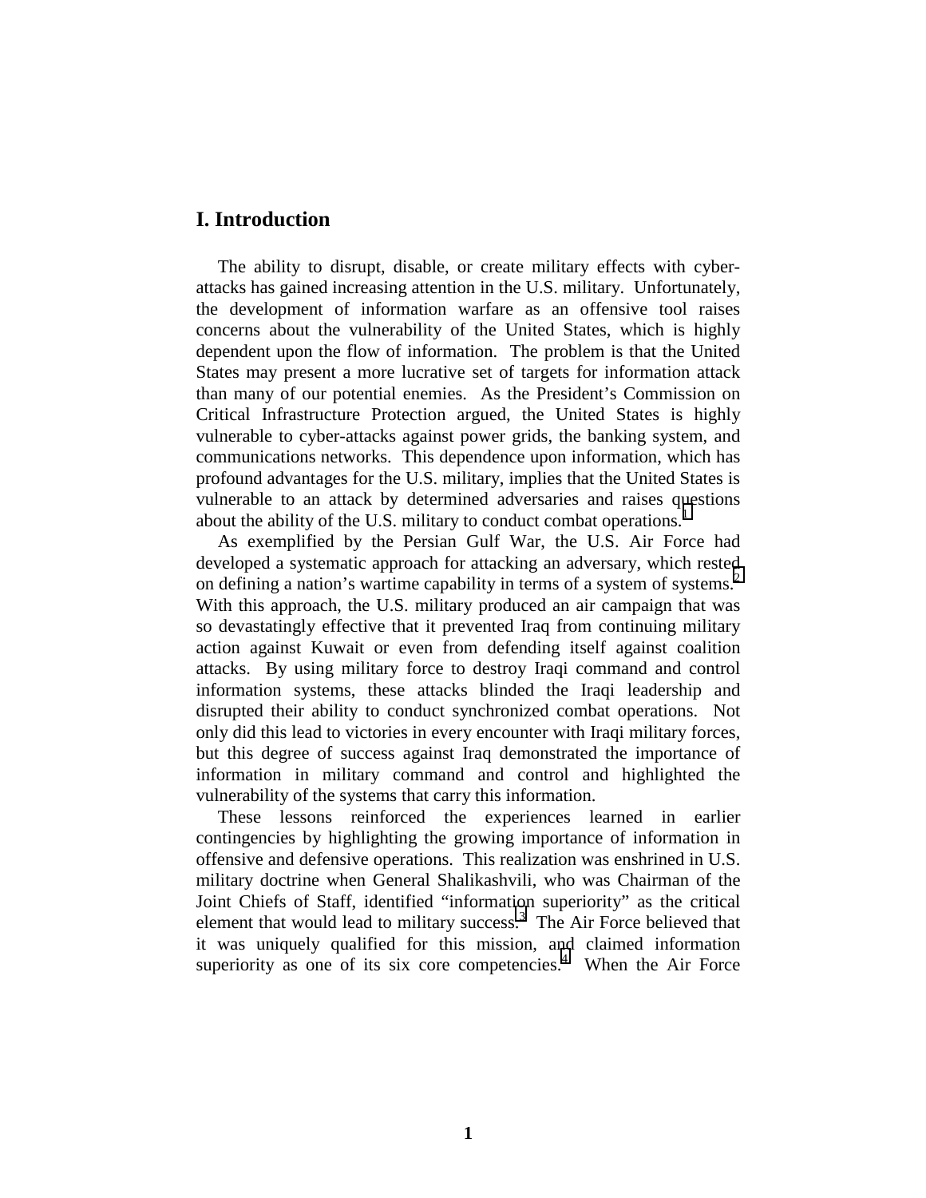## I. Introduction

The ability to disrupt, disable, or create military effects with cyber-attacks has gained increasing attention in the U.S. military. Unfortunately, the development of information warfare as an offensive tool raises concerns about the vulnerability of the United States, which is highly dependent upon the flow of information. The problem is that the United States may present a more lucrative set of targets for information attack than many of our potential enemies. As the President's Commission on Critical Infrastructure Protection argued, the United States is highly vulnerable to cyber-attacks against power grids, the banking system, and communications networks. This dependence upon information, which has profound advantages for the U.S. military, implies that the United States is vulnerable to an attack by determined adversaries and raises questions about the ability of the U.S. military to conduct combat operations.[1]

As exemplified by the Persian Gulf War, the U.S. Air Force had developed a systematic approach for attacking an adversary, which rested on defining a nation's wartime capability in terms of a system of systems.[2] With this approach, the U.S. military produced an air campaign that was so devastatingly effective that it prevented Iraq from continuing military action against Kuwait or even from defending itself against coalition attacks. By using military force to destroy Iraqi command and control information systems, these attacks blinded the Iraqi leadership and disrupted their ability to conduct synchronized combat operations. Not only did this lead to victories in every encounter with Iraqi military forces, but this degree of success against Iraq demonstrated the importance of information in military command and control and highlighted the vulnerability of the systems that carry this information.

These lessons reinforced the experiences learned in earlier contingencies by highlighting the growing importance of information in offensive and defensive operations. This realization was enshrined in U.S. military doctrine when General Shalikashvili, who was Chairman of the Joint Chiefs of Staff, identified "information superiority" as the critical element that would lead to military success.[3] The Air Force believed that it was uniquely qualified for this mission, and claimed information superiority as one of its six core competencies.[4] When the Air Force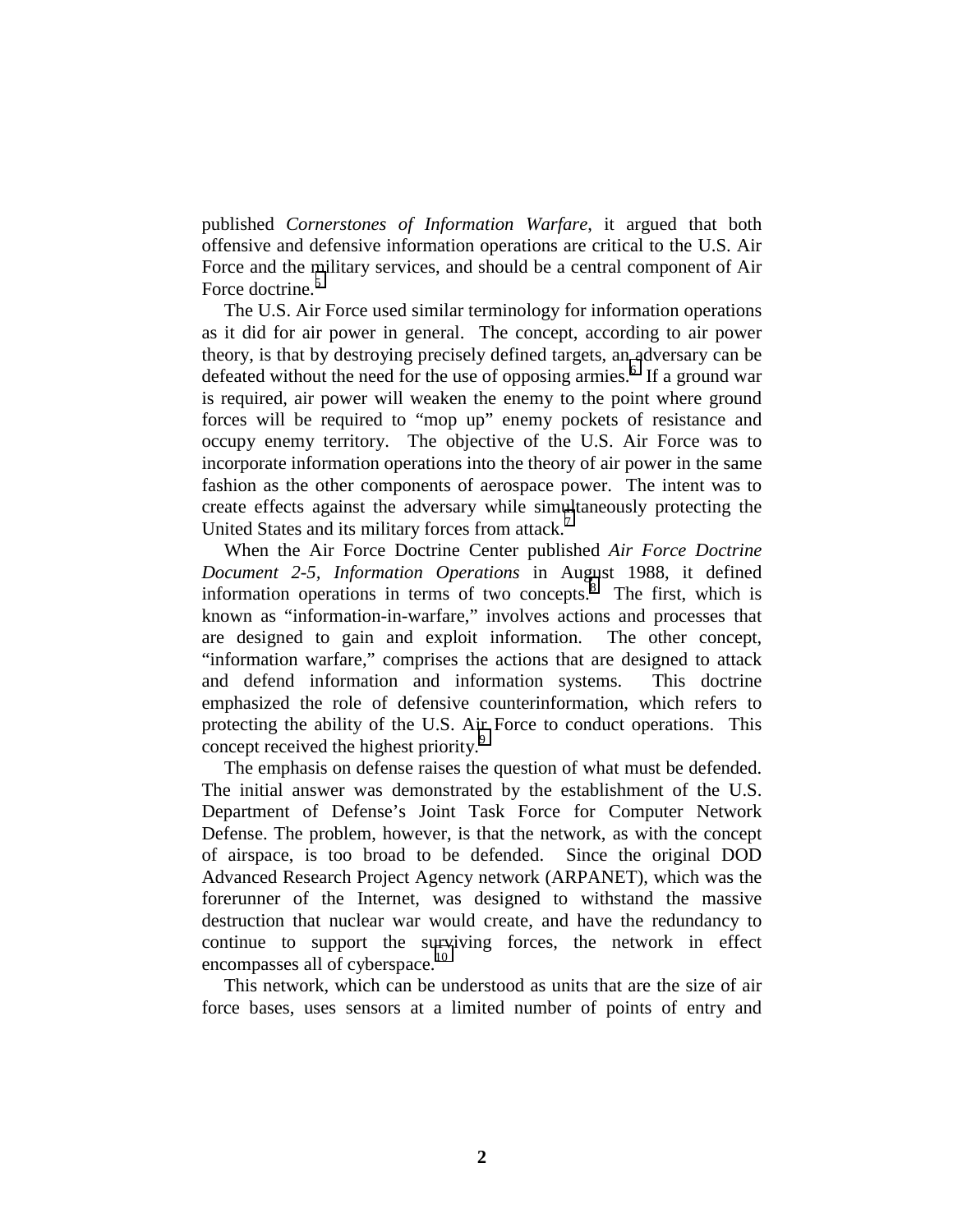published *Cornerstones of Information Warfare*, it argued that both offensive and defensive information operations are critical to the U.S. Air Force and the military services, and should be a central component of Air Force doctrine.[5]

The U.S. Air Force used similar terminology for information operations as it did for air power in general. The concept, according to air power theory, is that by destroying precisely defined targets, an adversary can be defeated without the need for the use of opposing armies.[6] If a ground war is required, air power will weaken the enemy to the point where ground forces will be required to "mop up" enemy pockets of resistance and occupy enemy territory. The objective of the U.S. Air Force was to incorporate information operations into the theory of air power in the same fashion as the other components of aerospace power. The intent was to create effects against the adversary while simultaneously protecting the United States and its military forces from attack.[7]

When the Air Force Doctrine Center published *Air Force Doctrine Document 2-5, Information Operations* in August 1988, it defined information operations in terms of two concepts.[8] The first, which is known as "information-in-warfare," involves actions and processes that are designed to gain and exploit information. The other concept, "information warfare," comprises the actions that are designed to attack and defend information and information systems. This doctrine emphasized the role of defensive counterinformation, which refers to protecting the ability of the U.S. Air Force to conduct operations. This concept received the highest priority.[9]

The emphasis on defense raises the question of what must be defended. The initial answer was demonstrated by the establishment of the U.S. Department of Defense's Joint Task Force for Computer Network Defense. The problem, however, is that the network, as with the concept of airspace, is too broad to be defended. Since the original DOD Advanced Research Project Agency network (ARPANET), which was the forerunner of the Internet, was designed to withstand the massive destruction that nuclear war would create, and have the redundancy to continue to support the surviving forces, the network in effect encompasses all of cyberspace.[10]

This network, which can be understood as units that are the size of air force bases, uses sensors at a limited number of points of entry and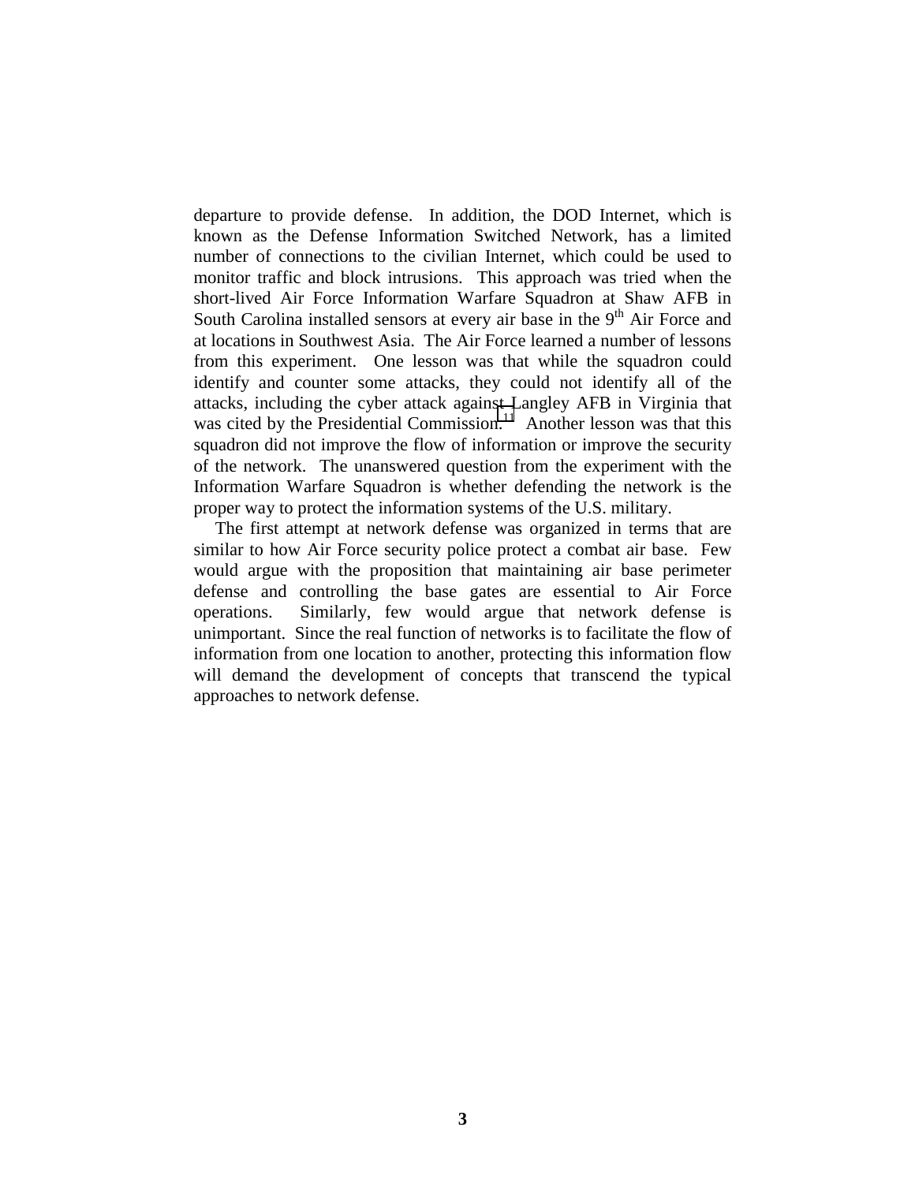departure to provide defense. In addition, the DOD Internet, which is known as the Defense Information Switched Network, has a limited number of connections to the civilian Internet, which could be used to monitor traffic and block intrusions. This approach was tried when the short-lived Air Force Information Warfare Squadron at Shaw AFB in South Carolina installed sensors at every air base in the 9th Air Force and at locations in Southwest Asia. The Air Force learned a number of lessons from this experiment. One lesson was that while the squadron could identify and counter some attacks, they could not identify all of the attacks, including the cyber attack against Langley AFB in Virginia that was cited by the Presidential Commission.[11] Another lesson was that this squadron did not improve the flow of information or improve the security of the network. The unanswered question from the experiment with the Information Warfare Squadron is whether defending the network is the proper way to protect the information systems of the U.S. military.

The first attempt at network defense was organized in terms that are similar to how Air Force security police protect a combat air base. Few would argue with the proposition that maintaining air base perimeter defense and controlling the base gates are essential to Air Force operations. Similarly, few would argue that network defense is unimportant. Since the real function of networks is to facilitate the flow of information from one location to another, protecting this information flow will demand the development of concepts that transcend the typical approaches to network defense.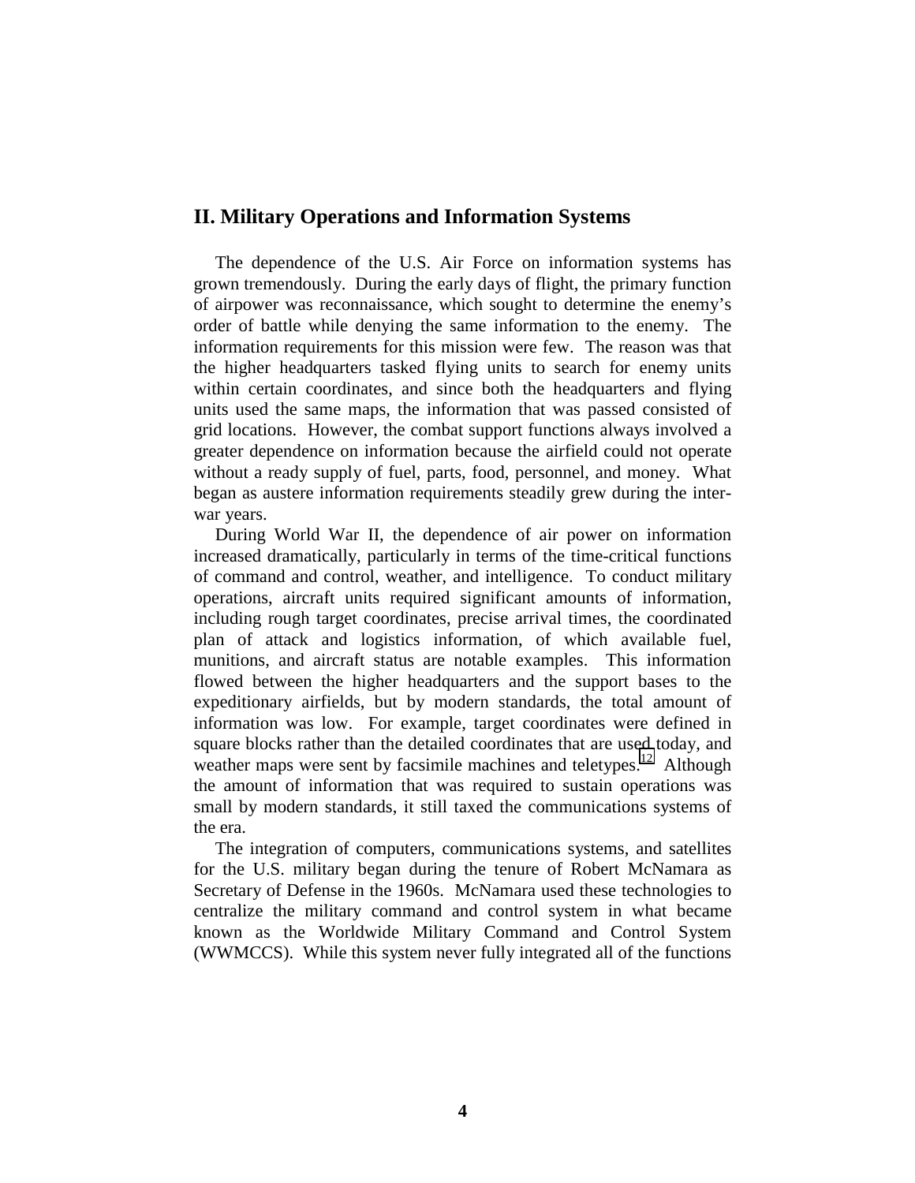## II. Military Operations and Information Systems

The dependence of the U.S. Air Force on information systems has grown tremendously. During the early days of flight, the primary function of airpower was reconnaissance, which sought to determine the enemy's order of battle while denying the same information to the enemy. The information requirements for this mission were few. The reason was that the higher headquarters tasked flying units to search for enemy units within certain coordinates, and since both the headquarters and flying units used the same maps, the information that was passed consisted of grid locations. However, the combat support functions always involved a greater dependence on information because the airfield could not operate without a ready supply of fuel, parts, food, personnel, and money. What began as austere information requirements steadily grew during the inter-war years.

During World War II, the dependence of air power on information increased dramatically, particularly in terms of the time-critical functions of command and control, weather, and intelligence. To conduct military operations, aircraft units required significant amounts of information, including rough target coordinates, precise arrival times, the coordinated plan of attack and logistics information, of which available fuel, munitions, and aircraft status are notable examples. This information flowed between the higher headquarters and the support bases to the expeditionary airfields, but by modern standards, the total amount of information was low. For example, target coordinates were defined in square blocks rather than the detailed coordinates that are used today, and weather maps were sent by facsimile machines and teletypes.[12] Although the amount of information that was required to sustain operations was small by modern standards, it still taxed the communications systems of the era.

The integration of computers, communications systems, and satellites for the U.S. military began during the tenure of Robert McNamara as Secretary of Defense in the 1960s. McNamara used these technologies to centralize the military command and control system in what became known as the Worldwide Military Command and Control System (WWMCCS). While this system never fully integrated all of the functions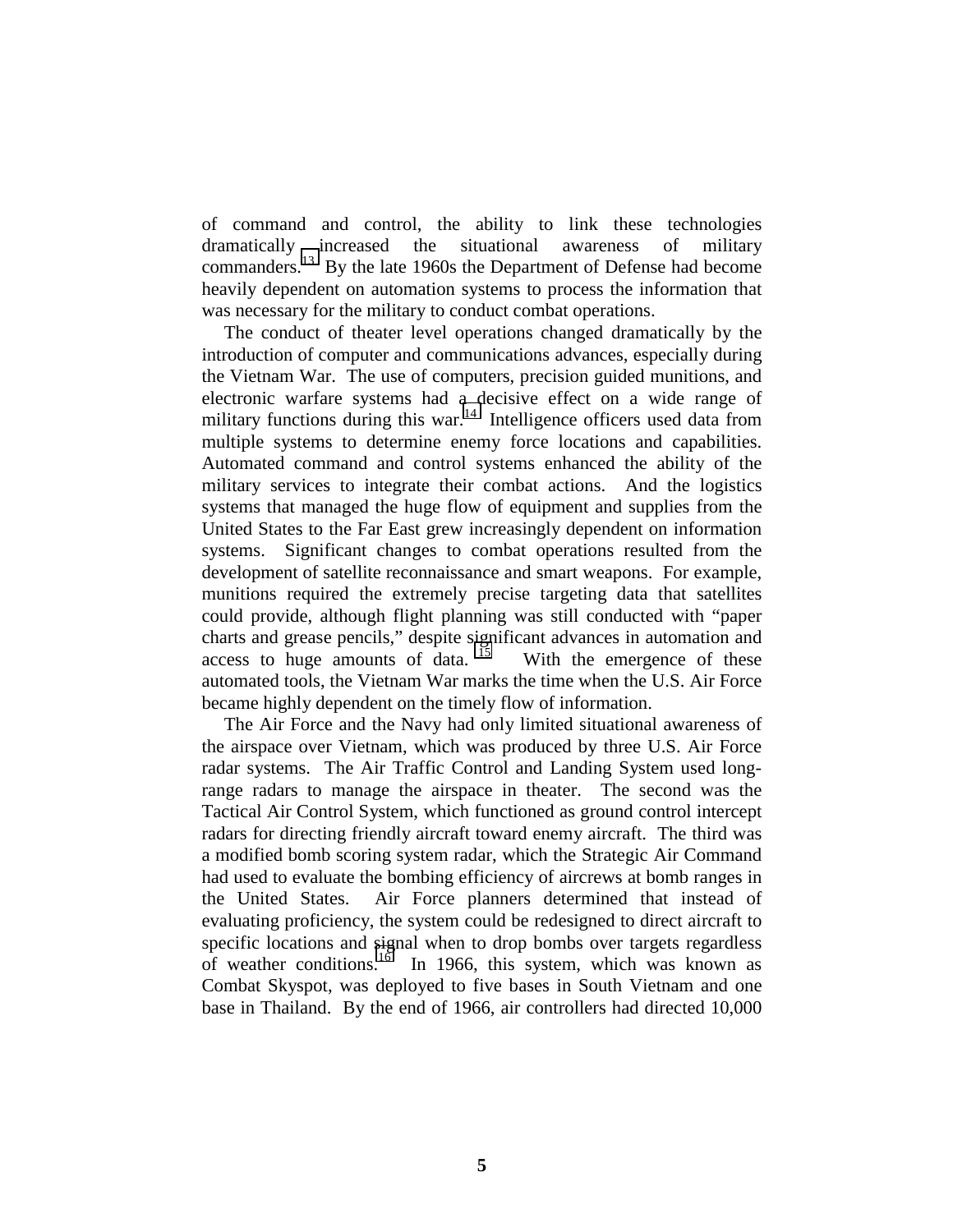of command and control, the ability to link these technologies dramatically increased the situational awareness of military commanders.[13] By the late 1960s the Department of Defense had become heavily dependent on automation systems to process the information that was necessary for the military to conduct combat operations.

The conduct of theater level operations changed dramatically by the introduction of computer and communications advances, especially during the Vietnam War. The use of computers, precision guided munitions, and electronic warfare systems had a decisive effect on a wide range of military functions during this war.[14] Intelligence officers used data from multiple systems to determine enemy force locations and capabilities. Automated command and control systems enhanced the ability of the military services to integrate their combat actions. And the logistics systems that managed the huge flow of equipment and supplies from the United States to the Far East grew increasingly dependent on information systems. Significant changes to combat operations resulted from the development of satellite reconnaissance and smart weapons. For example, munitions required the extremely precise targeting data that satellites could provide, although flight planning was still conducted with "paper charts and grease pencils," despite significant advances in automation and access to huge amounts of data.[15] With the emergence of these automated tools, the Vietnam War marks the time when the U.S. Air Force became highly dependent on the timely flow of information.

The Air Force and the Navy had only limited situational awareness of the airspace over Vietnam, which was produced by three U.S. Air Force radar systems. The Air Traffic Control and Landing System used long-range radars to manage the airspace in theater. The second was the Tactical Air Control System, which functioned as ground control intercept radars for directing friendly aircraft toward enemy aircraft. The third was a modified bomb scoring system radar, which the Strategic Air Command had used to evaluate the bombing efficiency of aircrews at bomb ranges in the United States. Air Force planners determined that instead of evaluating proficiency, the system could be redesigned to direct aircraft to specific locations and signal when to drop bombs over targets regardless of weather conditions.[16] In 1966, this system, which was known as Combat Skyspot, was deployed to five bases in South Vietnam and one base in Thailand. By the end of 1966, air controllers had directed 10,000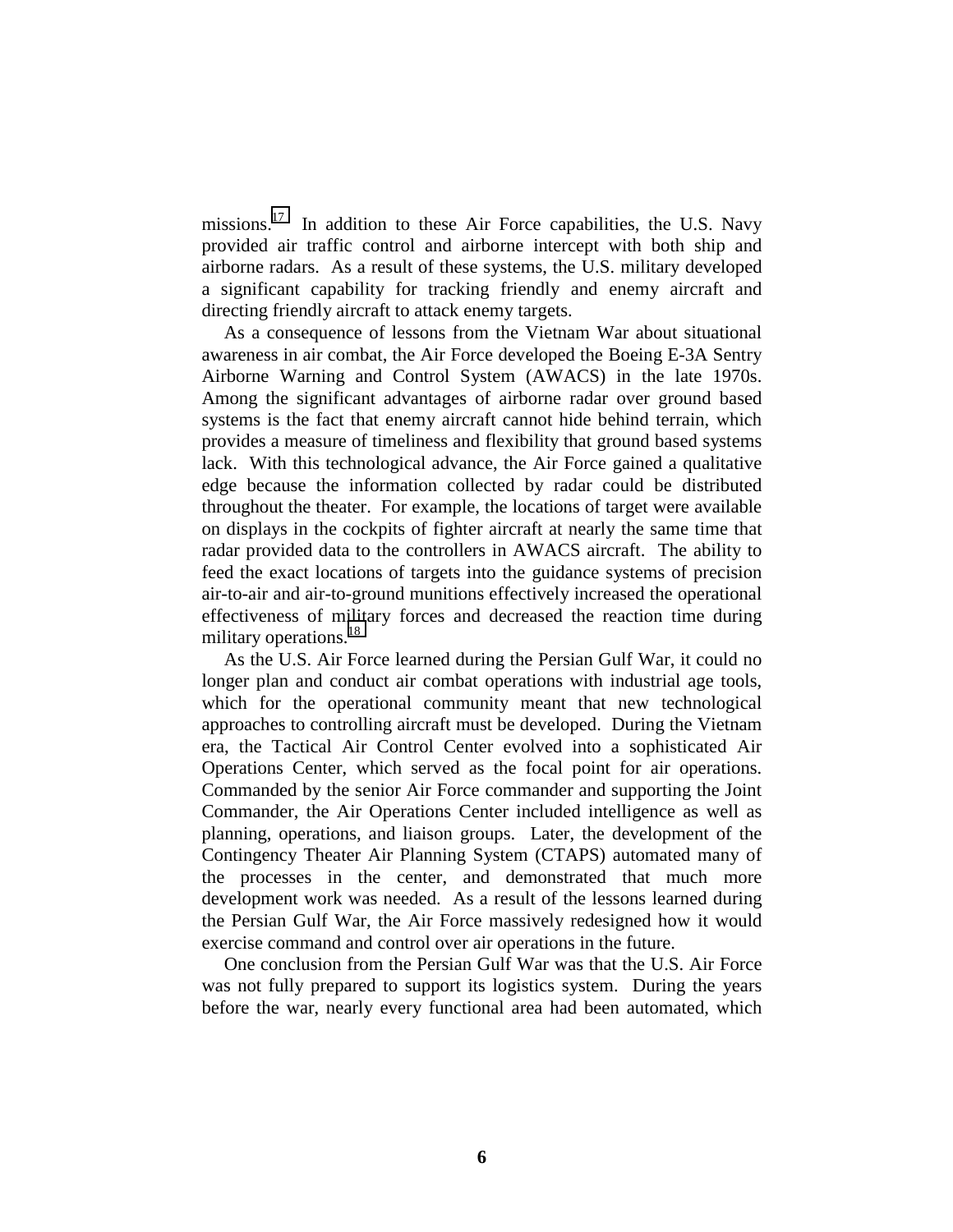missions.[17] In addition to these Air Force capabilities, the U.S. Navy provided air traffic control and airborne intercept with both ship and airborne radars. As a result of these systems, the U.S. military developed a significant capability for tracking friendly and enemy aircraft and directing friendly aircraft to attack enemy targets.

As a consequence of lessons from the Vietnam War about situational awareness in air combat, the Air Force developed the Boeing E-3A Sentry Airborne Warning and Control System (AWACS) in the late 1970s. Among the significant advantages of airborne radar over ground based systems is the fact that enemy aircraft cannot hide behind terrain, which provides a measure of timeliness and flexibility that ground based systems lack. With this technological advance, the Air Force gained a qualitative edge because the information collected by radar could be distributed throughout the theater. For example, the locations of target were available on displays in the cockpits of fighter aircraft at nearly the same time that radar provided data to the controllers in AWACS aircraft. The ability to feed the exact locations of targets into the guidance systems of precision air-to-air and air-to-ground munitions effectively increased the operational effectiveness of military forces and decreased the reaction time during military operations.[18]

As the U.S. Air Force learned during the Persian Gulf War, it could no longer plan and conduct air combat operations with industrial age tools, which for the operational community meant that new technological approaches to controlling aircraft must be developed. During the Vietnam era, the Tactical Air Control Center evolved into a sophisticated Air Operations Center, which served as the focal point for air operations. Commanded by the senior Air Force commander and supporting the Joint Commander, the Air Operations Center included intelligence as well as planning, operations, and liaison groups. Later, the development of the Contingency Theater Air Planning System (CTAPS) automated many of the processes in the center, and demonstrated that much more development work was needed. As a result of the lessons learned during the Persian Gulf War, the Air Force massively redesigned how it would exercise command and control over air operations in the future.

One conclusion from the Persian Gulf War was that the U.S. Air Force was not fully prepared to support its logistics system. During the years before the war, nearly every functional area had been automated, which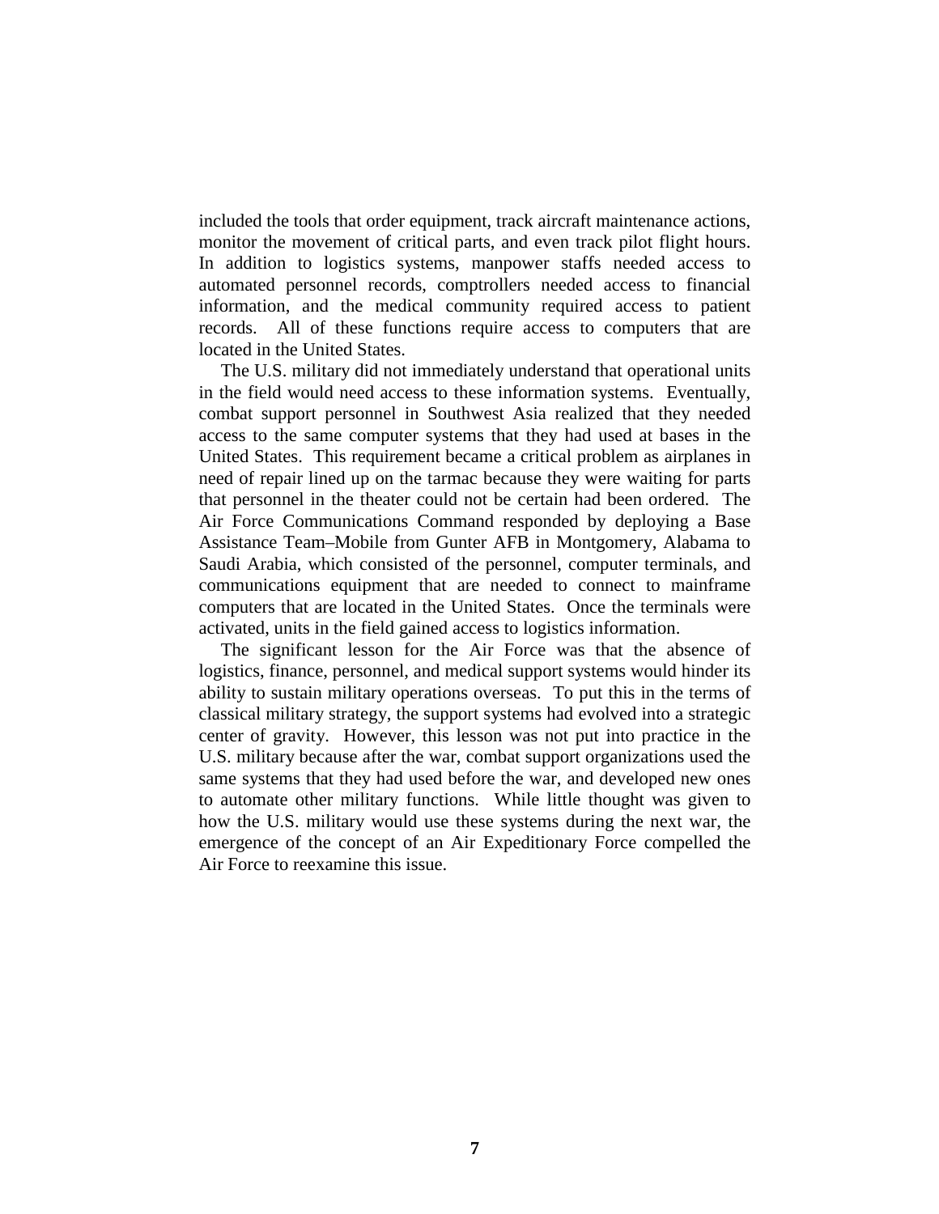included the tools that order equipment, track aircraft maintenance actions, monitor the movement of critical parts, and even track pilot flight hours. In addition to logistics systems, manpower staffs needed access to automated personnel records, comptrollers needed access to financial information, and the medical community required access to patient records. All of these functions require access to computers that are located in the United States.

The U.S. military did not immediately understand that operational units in the field would need access to these information systems. Eventually, combat support personnel in Southwest Asia realized that they needed access to the same computer systems that they had used at bases in the United States. This requirement became a critical problem as airplanes in need of repair lined up on the tarmac because they were waiting for parts that personnel in the theater could not be certain had been ordered. The Air Force Communications Command responded by deploying a Base Assistance Team–Mobile from Gunter AFB in Montgomery, Alabama to Saudi Arabia, which consisted of the personnel, computer terminals, and communications equipment that are needed to connect to mainframe computers that are located in the United States. Once the terminals were activated, units in the field gained access to logistics information.

The significant lesson for the Air Force was that the absence of logistics, finance, personnel, and medical support systems would hinder its ability to sustain military operations overseas. To put this in the terms of classical military strategy, the support systems had evolved into a strategic center of gravity. However, this lesson was not put into practice in the U.S. military because after the war, combat support organizations used the same systems that they had used before the war, and developed new ones to automate other military functions. While little thought was given to how the U.S. military would use these systems during the next war, the emergence of the concept of an Air Expeditionary Force compelled the Air Force to reexamine this issue.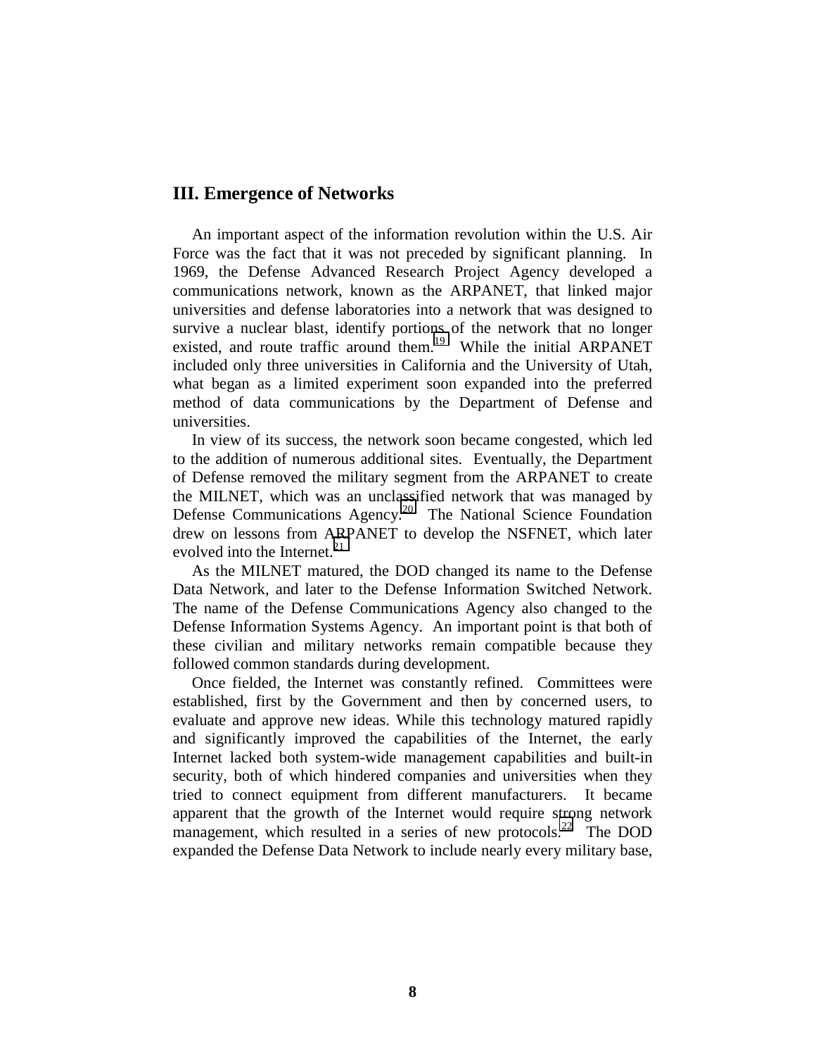## III. Emergence of Networks

An important aspect of the information revolution within the U.S. Air Force was the fact that it was not preceded by significant planning. In 1969, the Defense Advanced Research Project Agency developed a communications network, known as the ARPANET, that linked major universities and defense laboratories into a network that was designed to survive a nuclear blast, identify portions of the network that no longer existed, and route traffic around them.[19] While the initial ARPANET included only three universities in California and the University of Utah, what began as a limited experiment soon expanded into the preferred method of data communications by the Department of Defense and universities.

In view of its success, the network soon became congested, which led to the addition of numerous additional sites. Eventually, the Department of Defense removed the military segment from the ARPANET to create the MILNET, which was an unclassified network that was managed by Defense Communications Agency.[20] The National Science Foundation drew on lessons from ARPANET to develop the NSFNET, which later evolved into the Internet.[21]

As the MILNET matured, the DOD changed its name to the Defense Data Network, and later to the Defense Information Switched Network. The name of the Defense Communications Agency also changed to the Defense Information Systems Agency. An important point is that both of these civilian and military networks remain compatible because they followed common standards during development.

Once fielded, the Internet was constantly refined. Committees were established, first by the Government and then by concerned users, to evaluate and approve new ideas. While this technology matured rapidly and significantly improved the capabilities of the Internet, the early Internet lacked both system-wide management capabilities and built-in security, both of which hindered companies and universities when they tried to connect equipment from different manufacturers. It became apparent that the growth of the Internet would require strong network management, which resulted in a series of new protocols.[22] The DOD expanded the Defense Data Network to include nearly every military base,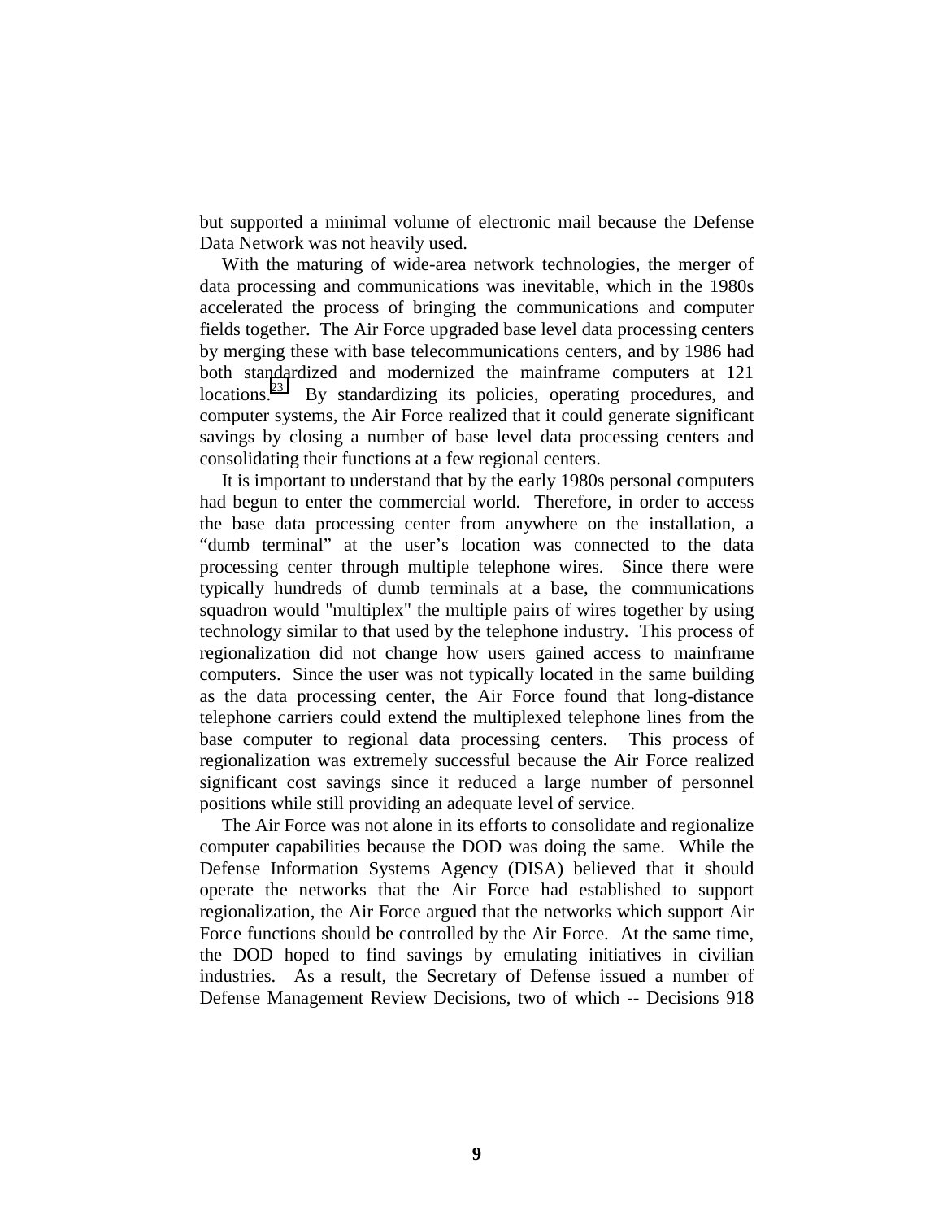but supported a minimal volume of electronic mail because the Defense Data Network was not heavily used.

With the maturing of wide-area network technologies, the merger of data processing and communications was inevitable, which in the 1980s accelerated the process of bringing the communications and computer fields together. The Air Force upgraded base level data processing centers by merging these with base telecommunications centers, and by 1986 had both standardized and modernized the mainframe computers at 121 locations.[23] By standardizing its policies, operating procedures, and computer systems, the Air Force realized that it could generate significant savings by closing a number of base level data processing centers and consolidating their functions at a few regional centers.

It is important to understand that by the early 1980s personal computers had begun to enter the commercial world. Therefore, in order to access the base data processing center from anywhere on the installation, a "dumb terminal" at the user's location was connected to the data processing center through multiple telephone wires. Since there were typically hundreds of dumb terminals at a base, the communications squadron would "multiplex" the multiple pairs of wires together by using technology similar to that used by the telephone industry. This process of regionalization did not change how users gained access to mainframe computers. Since the user was not typically located in the same building as the data processing center, the Air Force found that long-distance telephone carriers could extend the multiplexed telephone lines from the base computer to regional data processing centers. This process of regionalization was extremely successful because the Air Force realized significant cost savings since it reduced a large number of personnel positions while still providing an adequate level of service.

The Air Force was not alone in its efforts to consolidate and regionalize computer capabilities because the DOD was doing the same. While the Defense Information Systems Agency (DISA) believed that it should operate the networks that the Air Force had established to support regionalization, the Air Force argued that the networks which support Air Force functions should be controlled by the Air Force. At the same time, the DOD hoped to find savings by emulating initiatives in civilian industries. As a result, the Secretary of Defense issued a number of Defense Management Review Decisions, two of which -- Decisions 918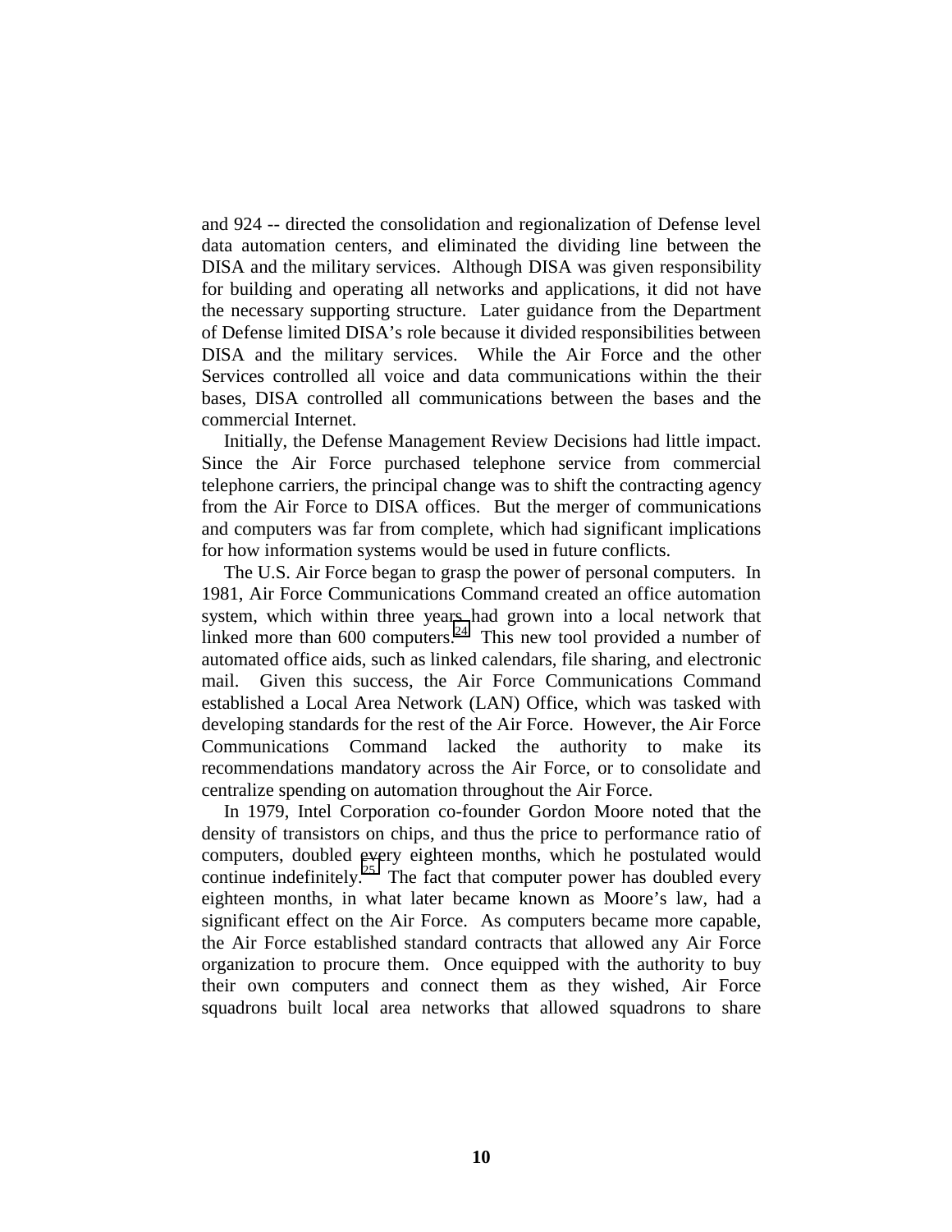and 924 -- directed the consolidation and regionalization of Defense level data automation centers, and eliminated the dividing line between the DISA and the military services. Although DISA was given responsibility for building and operating all networks and applications, it did not have the necessary supporting structure. Later guidance from the Department of Defense limited DISA's role because it divided responsibilities between DISA and the military services. While the Air Force and the other Services controlled all voice and data communications within the their bases, DISA controlled all communications between the bases and the commercial Internet.

Initially, the Defense Management Review Decisions had little impact. Since the Air Force purchased telephone service from commercial telephone carriers, the principal change was to shift the contracting agency from the Air Force to DISA offices. But the merger of communications and computers was far from complete, which had significant implications for how information systems would be used in future conflicts.

The U.S. Air Force began to grasp the power of personal computers. In 1981, Air Force Communications Command created an office automation system, which within three years had grown into a local network that linked more than 600 computers.[24] This new tool provided a number of automated office aids, such as linked calendars, file sharing, and electronic mail. Given this success, the Air Force Communications Command established a Local Area Network (LAN) Office, which was tasked with developing standards for the rest of the Air Force. However, the Air Force Communications Command lacked the authority to make its recommendations mandatory across the Air Force, or to consolidate and centralize spending on automation throughout the Air Force.

In 1979, Intel Corporation co-founder Gordon Moore noted that the density of transistors on chips, and thus the price to performance ratio of computers, doubled every eighteen months, which he postulated would continue indefinitely.[25] The fact that computer power has doubled every eighteen months, in what later became known as Moore's law, had a significant effect on the Air Force. As computers became more capable, the Air Force established standard contracts that allowed any Air Force organization to procure them. Once equipped with the authority to buy their own computers and connect them as they wished, Air Force squadrons built local area networks that allowed squadrons to share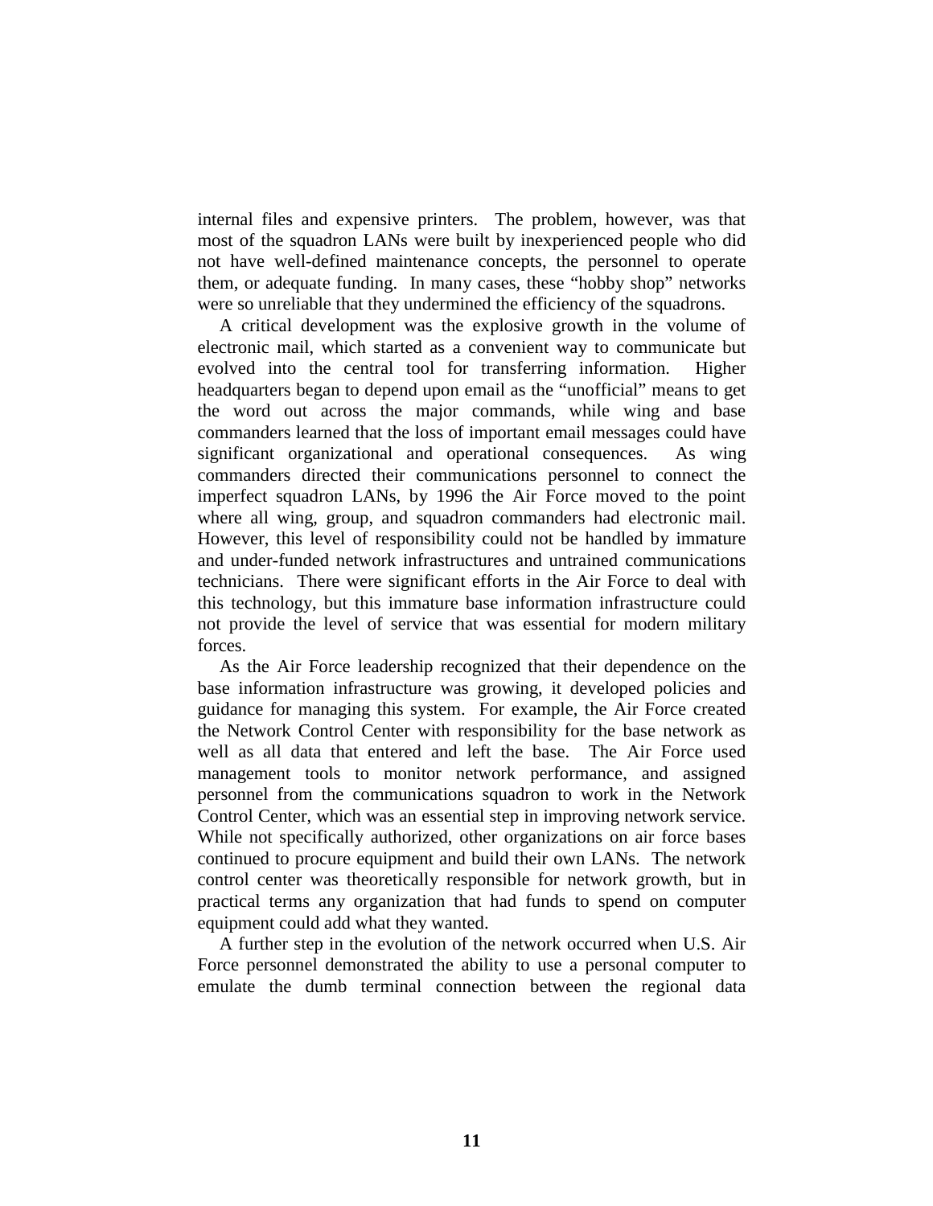internal files and expensive printers. The problem, however, was that most of the squadron LANs were built by inexperienced people who did not have well-defined maintenance concepts, the personnel to operate them, or adequate funding. In many cases, these "hobby shop" networks were so unreliable that they undermined the efficiency of the squadrons.

A critical development was the explosive growth in the volume of electronic mail, which started as a convenient way to communicate but evolved into the central tool for transferring information. Higher headquarters began to depend upon email as the "unofficial" means to get the word out across the major commands, while wing and base commanders learned that the loss of important email messages could have significant organizational and operational consequences. As wing commanders directed their communications personnel to connect the imperfect squadron LANs, by 1996 the Air Force moved to the point where all wing, group, and squadron commanders had electronic mail. However, this level of responsibility could not be handled by immature and under-funded network infrastructures and untrained communications technicians. There were significant efforts in the Air Force to deal with this technology, but this immature base information infrastructure could not provide the level of service that was essential for modern military forces.

As the Air Force leadership recognized that their dependence on the base information infrastructure was growing, it developed policies and guidance for managing this system. For example, the Air Force created the Network Control Center with responsibility for the base network as well as all data that entered and left the base. The Air Force used management tools to monitor network performance, and assigned personnel from the communications squadron to work in the Network Control Center, which was an essential step in improving network service. While not specifically authorized, other organizations on air force bases continued to procure equipment and build their own LANs. The network control center was theoretically responsible for network growth, but in practical terms any organization that had funds to spend on computer equipment could add what they wanted.

A further step in the evolution of the network occurred when U.S. Air Force personnel demonstrated the ability to use a personal computer to emulate the dumb terminal connection between the regional data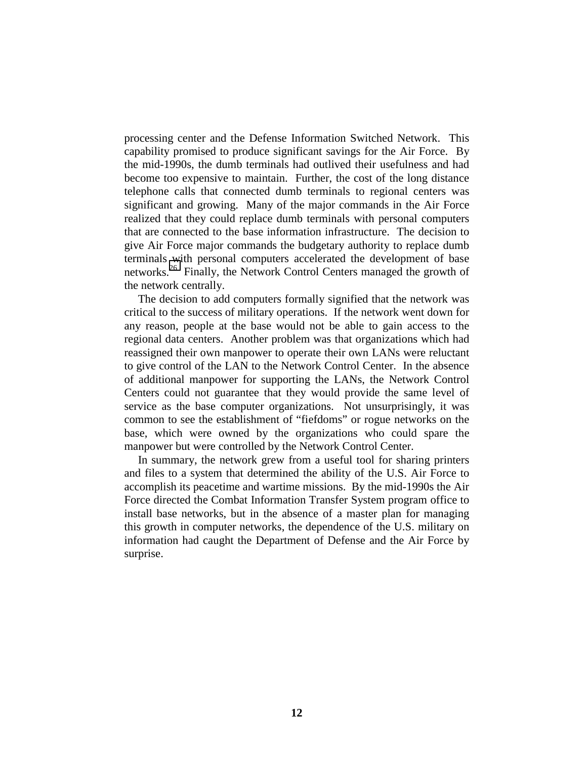processing center and the Defense Information Switched Network. This capability promised to produce significant savings for the Air Force. By the mid-1990s, the dumb terminals had outlived their usefulness and had become too expensive to maintain. Further, the cost of the long distance telephone calls that connected dumb terminals to regional centers was significant and growing. Many of the major commands in the Air Force realized that they could replace dumb terminals with personal computers that are connected to the base information infrastructure. The decision to give Air Force major commands the budgetary authority to replace dumb terminals with personal computers accelerated the development of base networks.[26] Finally, the Network Control Centers managed the growth of the network centrally.

The decision to add computers formally signified that the network was critical to the success of military operations. If the network went down for any reason, people at the base would not be able to gain access to the regional data centers. Another problem was that organizations which had reassigned their own manpower to operate their own LANs were reluctant to give control of the LAN to the Network Control Center. In the absence of additional manpower for supporting the LANs, the Network Control Centers could not guarantee that they would provide the same level of service as the base computer organizations. Not unsurprisingly, it was common to see the establishment of "fiefdoms" or rogue networks on the base, which were owned by the organizations who could spare the manpower but were controlled by the Network Control Center.

In summary, the network grew from a useful tool for sharing printers and files to a system that determined the ability of the U.S. Air Force to accomplish its peacetime and wartime missions. By the mid-1990s the Air Force directed the Combat Information Transfer System program office to install base networks, but in the absence of a master plan for managing this growth in computer networks, the dependence of the U.S. military on information had caught the Department of Defense and the Air Force by surprise.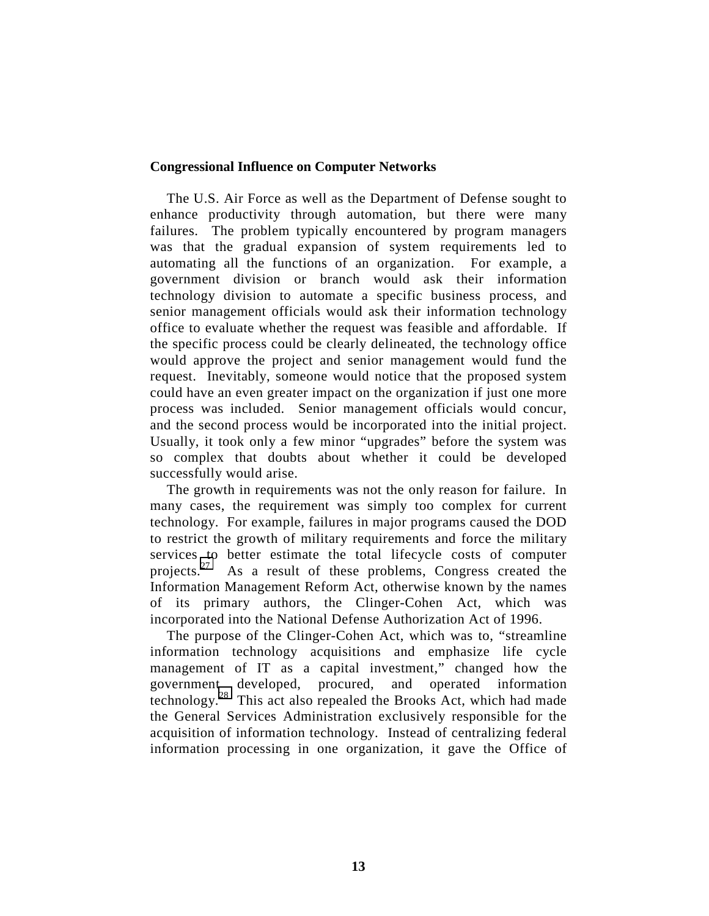**Congressional Influence on Computer Networks**

The U.S. Air Force as well as the Department of Defense sought to enhance productivity through automation, but there were many failures. The problem typically encountered by program managers was that the gradual expansion of system requirements led to automating all the functions of an organization. For example, a government division or branch would ask their information technology division to automate a specific business process, and senior management officials would ask their information technology office to evaluate whether the request was feasible and affordable. If the specific process could be clearly delineated, the technology office would approve the project and senior management would fund the request. Inevitably, someone would notice that the proposed system could have an even greater impact on the organization if just one more process was included. Senior management officials would concur, and the second process would be incorporated into the initial project. Usually, it took only a few minor "upgrades" before the system was so complex that doubts about whether it could be developed successfully would arise.

The growth in requirements was not the only reason for failure. In many cases, the requirement was simply too complex for current technology. For example, failures in major programs caused the DOD to restrict the growth of military requirements and force the military services to better estimate the total lifecycle costs of computer projects.[27] As a result of these problems, Congress created the Information Management Reform Act, otherwise known by the names of its primary authors, the Clinger-Cohen Act, which was incorporated into the National Defense Authorization Act of 1996.

The purpose of the Clinger-Cohen Act, which was to, "streamline information technology acquisitions and emphasize life cycle management of IT as a capital investment," changed how the government developed, procured, and operated information technology.[28] This act also repealed the Brooks Act, which had made the General Services Administration exclusively responsible for the acquisition of information technology. Instead of centralizing federal information processing in one organization, it gave the Office of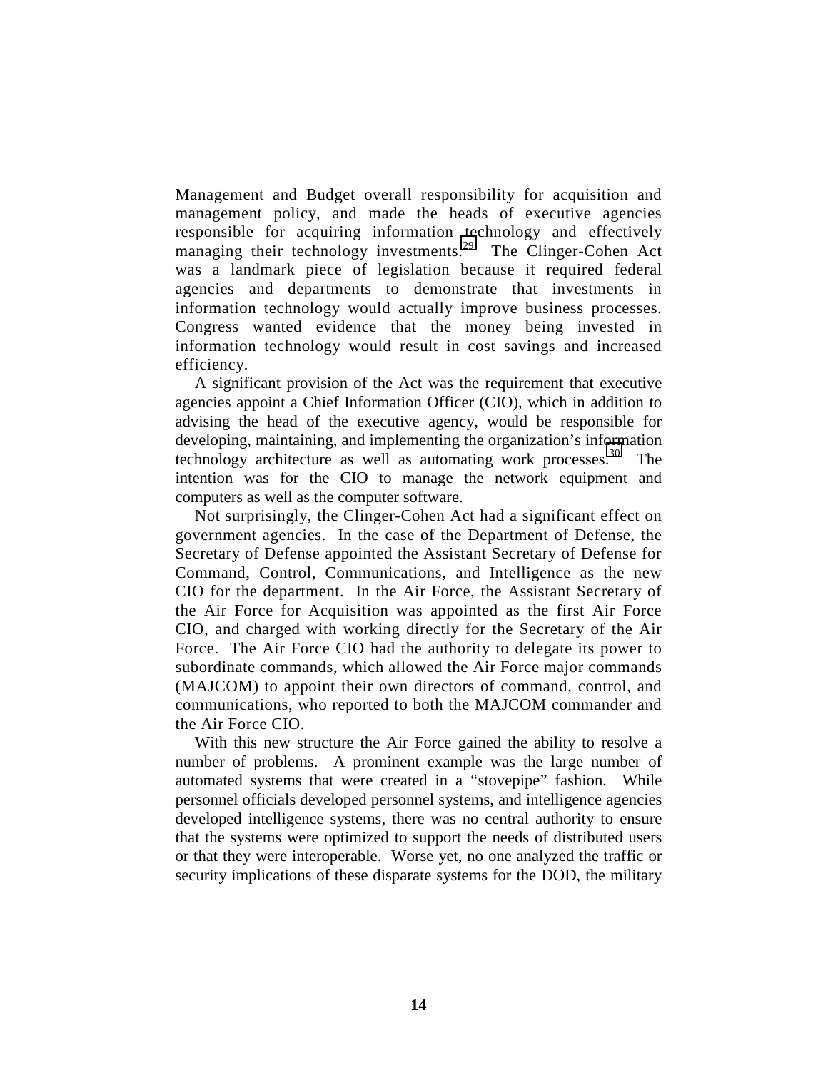Management and Budget overall responsibility for acquisition and management policy, and made the heads of executive agencies responsible for acquiring information technology and effectively managing their technology investments.[29] The Clinger-Cohen Act was a landmark piece of legislation because it required federal agencies and departments to demonstrate that investments in information technology would actually improve business processes. Congress wanted evidence that the money being invested in information technology would result in cost savings and increased efficiency.

A significant provision of the Act was the requirement that executive agencies appoint a Chief Information Officer (CIO), which in addition to advising the head of the executive agency, would be responsible for developing, maintaining, and implementing the organization's information technology architecture as well as automating work processes.[30] The intention was for the CIO to manage the network equipment and computers as well as the computer software.

Not surprisingly, the Clinger-Cohen Act had a significant effect on government agencies. In the case of the Department of Defense, the Secretary of Defense appointed the Assistant Secretary of Defense for Command, Control, Communications, and Intelligence as the new CIO for the department. In the Air Force, the Assistant Secretary of the Air Force for Acquisition was appointed as the first Air Force CIO, and charged with working directly for the Secretary of the Air Force. The Air Force CIO had the authority to delegate its power to subordinate commands, which allowed the Air Force major commands (MAJCOM) to appoint their own directors of command, control, and communications, who reported to both the MAJCOM commander and the Air Force CIO.

With this new structure the Air Force gained the ability to resolve a number of problems. A prominent example was the large number of automated systems that were created in a "stovepipe" fashion. While personnel officials developed personnel systems, and intelligence agencies developed intelligence systems, there was no central authority to ensure that the systems were optimized to support the needs of distributed users or that they were interoperable. Worse yet, no one analyzed the traffic or security implications of these disparate systems for the DOD, the military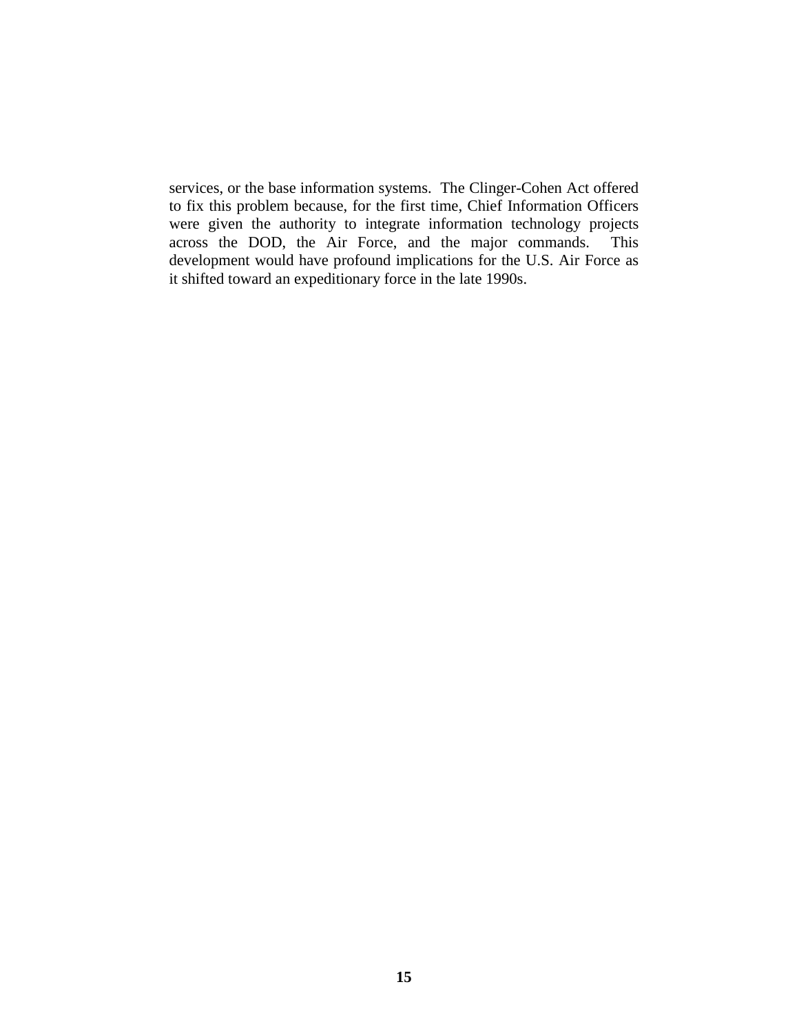services, or the base information systems. The Clinger-Cohen Act offered to fix this problem because, for the first time, Chief Information Officers were given the authority to integrate information technology projects across the DOD, the Air Force, and the major commands. This development would have profound implications for the U.S. Air Force as it shifted toward an expeditionary force in the late 1990s.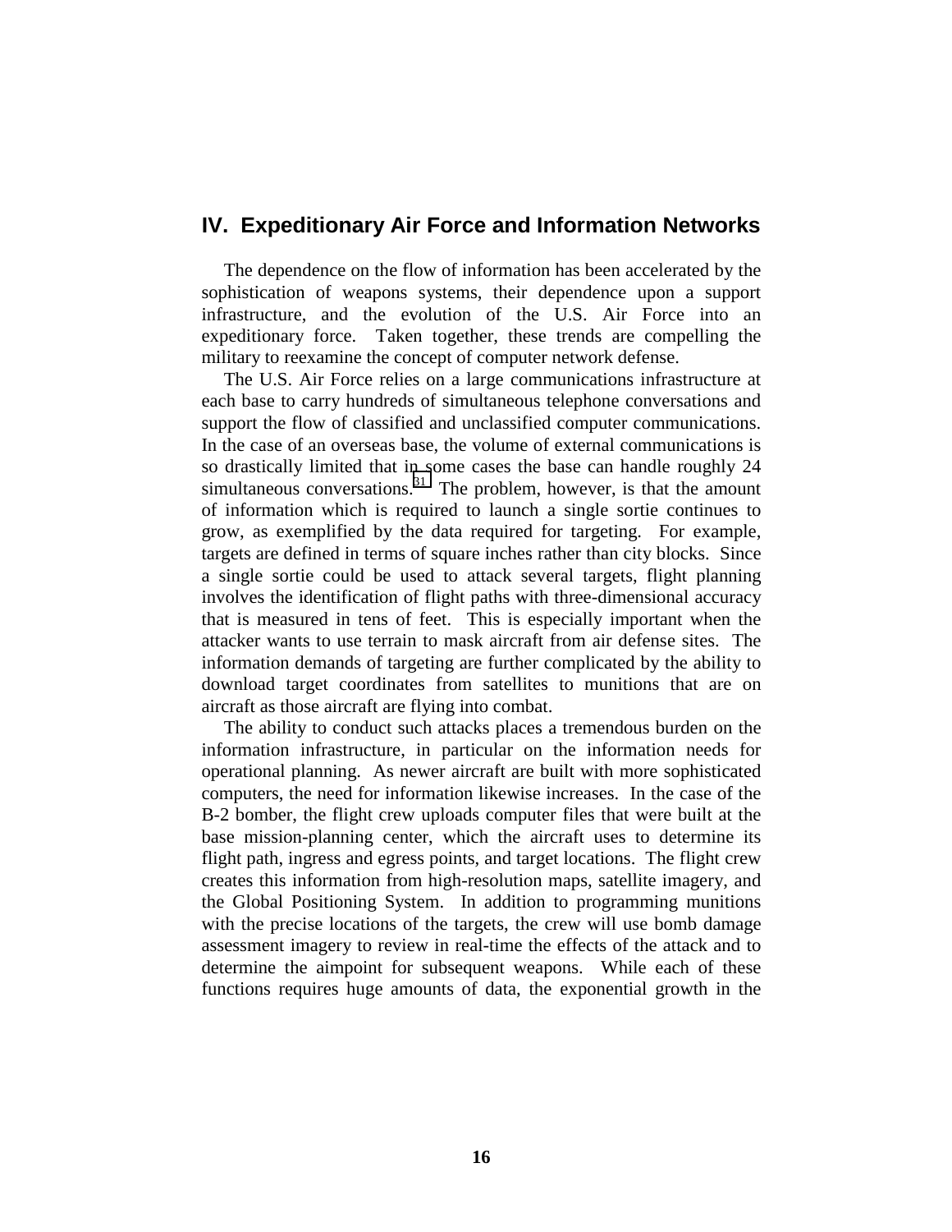## IV. Expeditionary Air Force and Information Networks

The dependence on the flow of information has been accelerated by the sophistication of weapons systems, their dependence upon a support infrastructure, and the evolution of the U.S. Air Force into an expeditionary force. Taken together, these trends are compelling the military to reexamine the concept of computer network defense.

The U.S. Air Force relies on a large communications infrastructure at each base to carry hundreds of simultaneous telephone conversations and support the flow of classified and unclassified computer communications. In the case of an overseas base, the volume of external communications is so drastically limited that in some cases the base can handle roughly 24 simultaneous conversations.[31] The problem, however, is that the amount of information which is required to launch a single sortie continues to grow, as exemplified by the data required for targeting. For example, targets are defined in terms of square inches rather than city blocks. Since a single sortie could be used to attack several targets, flight planning involves the identification of flight paths with three-dimensional accuracy that is measured in tens of feet. This is especially important when the attacker wants to use terrain to mask aircraft from air defense sites. The information demands of targeting are further complicated by the ability to download target coordinates from satellites to munitions that are on aircraft as those aircraft are flying into combat.

The ability to conduct such attacks places a tremendous burden on the information infrastructure, in particular on the information needs for operational planning. As newer aircraft are built with more sophisticated computers, the need for information likewise increases. In the case of the B-2 bomber, the flight crew uploads computer files that were built at the base mission-planning center, which the aircraft uses to determine its flight path, ingress and egress points, and target locations. The flight crew creates this information from high-resolution maps, satellite imagery, and the Global Positioning System. In addition to programming munitions with the precise locations of the targets, the crew will use bomb damage assessment imagery to review in real-time the effects of the attack and to determine the aimpoint for subsequent weapons. While each of these functions requires huge amounts of data, the exponential growth in the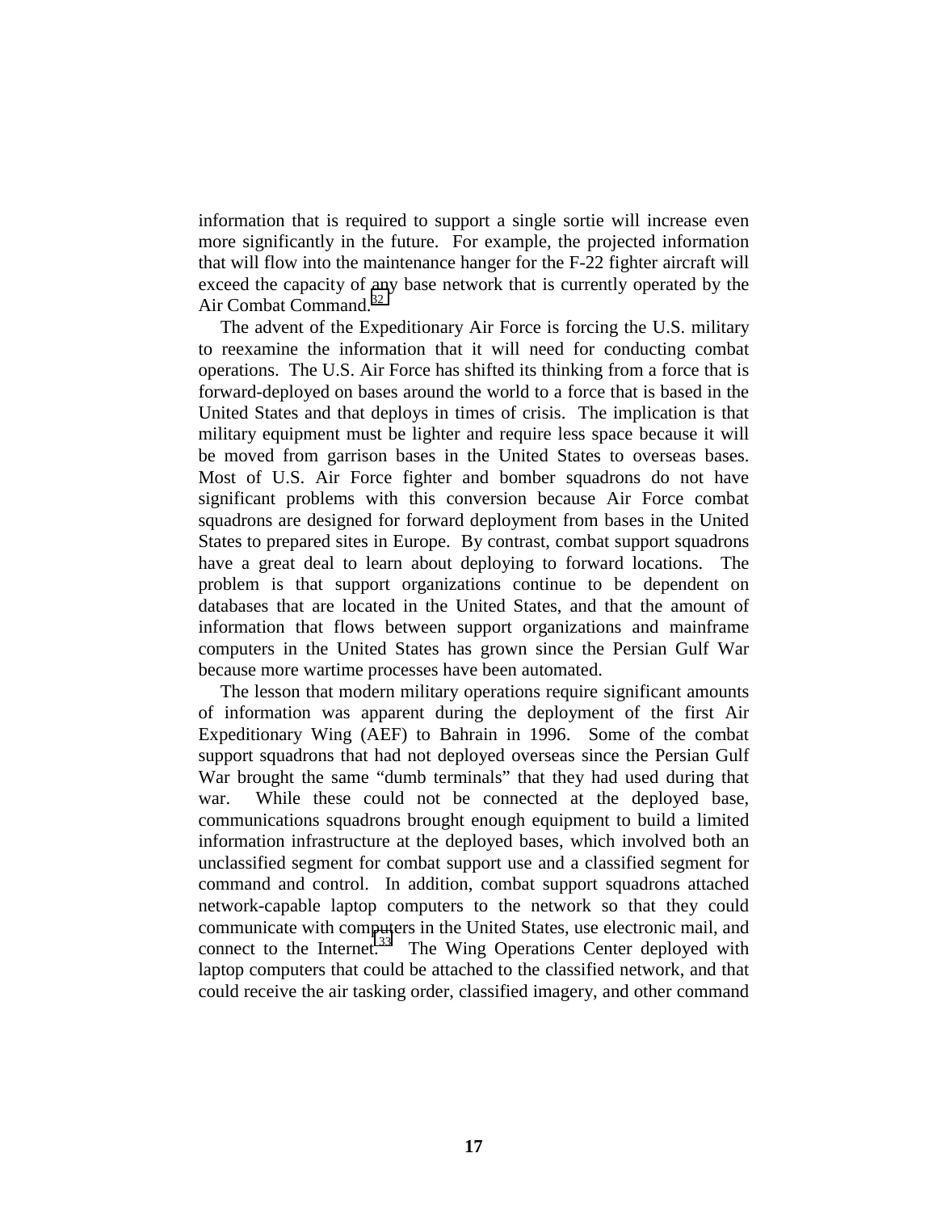information that is required to support a single sortie will increase even more significantly in the future. For example, the projected information that will flow into the maintenance hanger for the F-22 fighter aircraft will exceed the capacity of any base network that is currently operated by the Air Combat Command.[32]

The advent of the Expeditionary Air Force is forcing the U.S. military to reexamine the information that it will need for conducting combat operations. The U.S. Air Force has shifted its thinking from a force that is forward-deployed on bases around the world to a force that is based in the United States and that deploys in times of crisis. The implication is that military equipment must be lighter and require less space because it will be moved from garrison bases in the United States to overseas bases. Most of U.S. Air Force fighter and bomber squadrons do not have significant problems with this conversion because Air Force combat squadrons are designed for forward deployment from bases in the United States to prepared sites in Europe. By contrast, combat support squadrons have a great deal to learn about deploying to forward locations. The problem is that support organizations continue to be dependent on databases that are located in the United States, and that the amount of information that flows between support organizations and mainframe computers in the United States has grown since the Persian Gulf War because more wartime processes have been automated.

The lesson that modern military operations require significant amounts of information was apparent during the deployment of the first Air Expeditionary Wing (AEF) to Bahrain in 1996. Some of the combat support squadrons that had not deployed overseas since the Persian Gulf War brought the same "dumb terminals" that they had used during that war. While these could not be connected at the deployed base, communications squadrons brought enough equipment to build a limited information infrastructure at the deployed bases, which involved both an unclassified segment for combat support use and a classified segment for command and control. In addition, combat support squadrons attached network-capable laptop computers to the network so that they could communicate with computers in the United States, use electronic mail, and connect to the Internet.[33] The Wing Operations Center deployed with laptop computers that could be attached to the classified network, and that could receive the air tasking order, classified imagery, and other command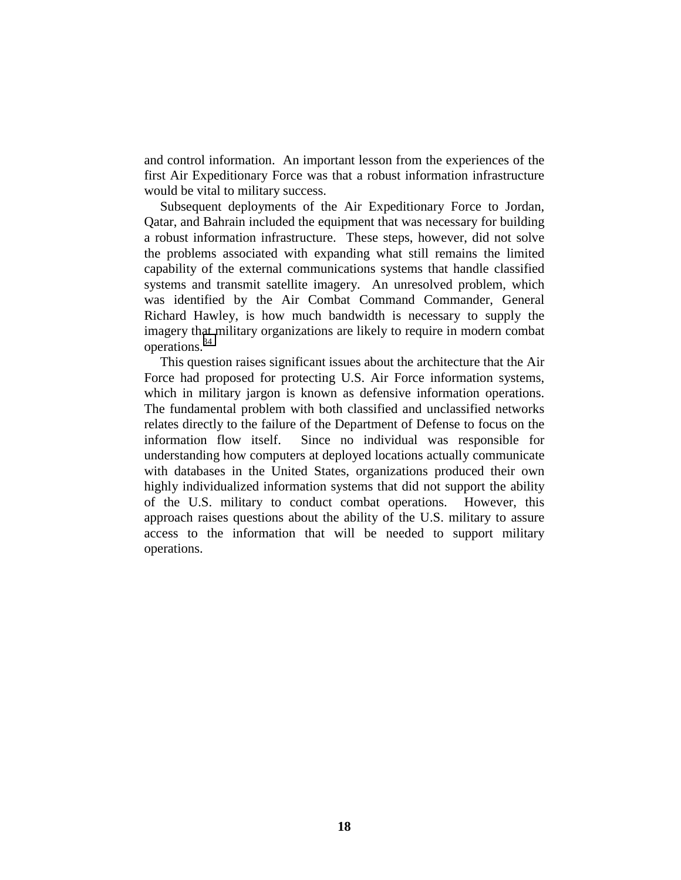and control information. An important lesson from the experiences of the first Air Expeditionary Force was that a robust information infrastructure would be vital to military success.

Subsequent deployments of the Air Expeditionary Force to Jordan, Qatar, and Bahrain included the equipment that was necessary for building a robust information infrastructure. These steps, however, did not solve the problems associated with expanding what still remains the limited capability of the external communications systems that handle classified systems and transmit satellite imagery. An unresolved problem, which was identified by the Air Combat Command Commander, General Richard Hawley, is how much bandwidth is necessary to supply the imagery that military organizations are likely to require in modern combat operations.[34]

This question raises significant issues about the architecture that the Air Force had proposed for protecting U.S. Air Force information systems, which in military jargon is known as defensive information operations. The fundamental problem with both classified and unclassified networks relates directly to the failure of the Department of Defense to focus on the information flow itself. Since no individual was responsible for understanding how computers at deployed locations actually communicate with databases in the United States, organizations produced their own highly individualized information systems that did not support the ability of the U.S. military to conduct combat operations. However, this approach raises questions about the ability of the U.S. military to assure access to the information that will be needed to support military operations.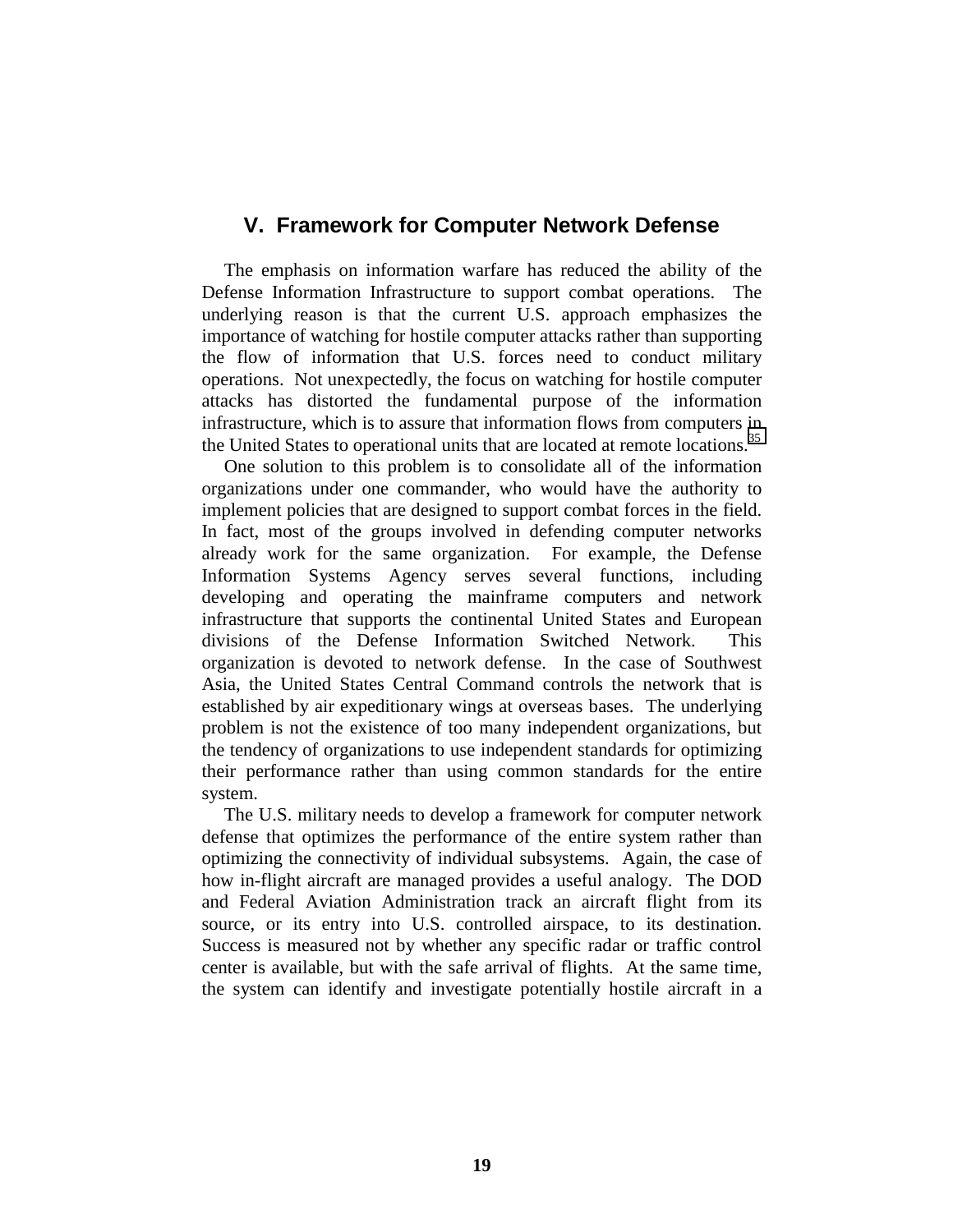## V. Framework for Computer Network Defense

The emphasis on information warfare has reduced the ability of the Defense Information Infrastructure to support combat operations. The underlying reason is that the current U.S. approach emphasizes the importance of watching for hostile computer attacks rather than supporting the flow of information that U.S. forces need to conduct military operations. Not unexpectedly, the focus on watching for hostile computer attacks has distorted the fundamental purpose of the information infrastructure, which is to assure that information flows from computers in the United States to operational units that are located at remote locations.[35]

One solution to this problem is to consolidate all of the information organizations under one commander, who would have the authority to implement policies that are designed to support combat forces in the field. In fact, most of the groups involved in defending computer networks already work for the same organization. For example, the Defense Information Systems Agency serves several functions, including developing and operating the mainframe computers and network infrastructure that supports the continental United States and European divisions of the Defense Information Switched Network. This organization is devoted to network defense. In the case of Southwest Asia, the United States Central Command controls the network that is established by air expeditionary wings at overseas bases. The underlying problem is not the existence of too many independent organizations, but the tendency of organizations to use independent standards for optimizing their performance rather than using common standards for the entire system.

The U.S. military needs to develop a framework for computer network defense that optimizes the performance of the entire system rather than optimizing the connectivity of individual subsystems. Again, the case of how in-flight aircraft are managed provides a useful analogy. The DOD and Federal Aviation Administration track an aircraft flight from its source, or its entry into U.S. controlled airspace, to its destination. Success is measured not by whether any specific radar or traffic control center is available, but with the safe arrival of flights. At the same time, the system can identify and investigate potentially hostile aircraft in a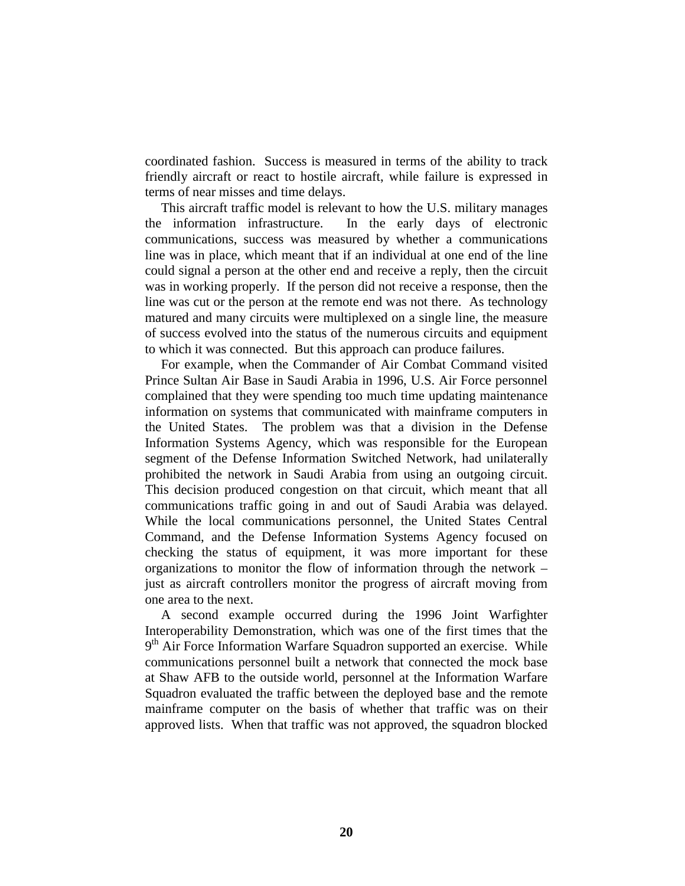coordinated fashion. Success is measured in terms of the ability to track friendly aircraft or react to hostile aircraft, while failure is expressed in terms of near misses and time delays.

This aircraft traffic model is relevant to how the U.S. military manages the information infrastructure. In the early days of electronic communications, success was measured by whether a communications line was in place, which meant that if an individual at one end of the line could signal a person at the other end and receive a reply, then the circuit was in working properly. If the person did not receive a response, then the line was cut or the person at the remote end was not there. As technology matured and many circuits were multiplexed on a single line, the measure of success evolved into the status of the numerous circuits and equipment to which it was connected. But this approach can produce failures.

For example, when the Commander of Air Combat Command visited Prince Sultan Air Base in Saudi Arabia in 1996, U.S. Air Force personnel complained that they were spending too much time updating maintenance information on systems that communicated with mainframe computers in the United States. The problem was that a division in the Defense Information Systems Agency, which was responsible for the European segment of the Defense Information Switched Network, had unilaterally prohibited the network in Saudi Arabia from using an outgoing circuit. This decision produced congestion on that circuit, which meant that all communications traffic going in and out of Saudi Arabia was delayed. While the local communications personnel, the United States Central Command, and the Defense Information Systems Agency focused on checking the status of equipment, it was more important for these organizations to monitor the flow of information through the network – just as aircraft controllers monitor the progress of aircraft moving from one area to the next.

A second example occurred during the 1996 Joint Warfighter Interoperability Demonstration, which was one of the first times that the 9th Air Force Information Warfare Squadron supported an exercise. While communications personnel built a network that connected the mock base at Shaw AFB to the outside world, personnel at the Information Warfare Squadron evaluated the traffic between the deployed base and the remote mainframe computer on the basis of whether that traffic was on their approved lists. When that traffic was not approved, the squadron blocked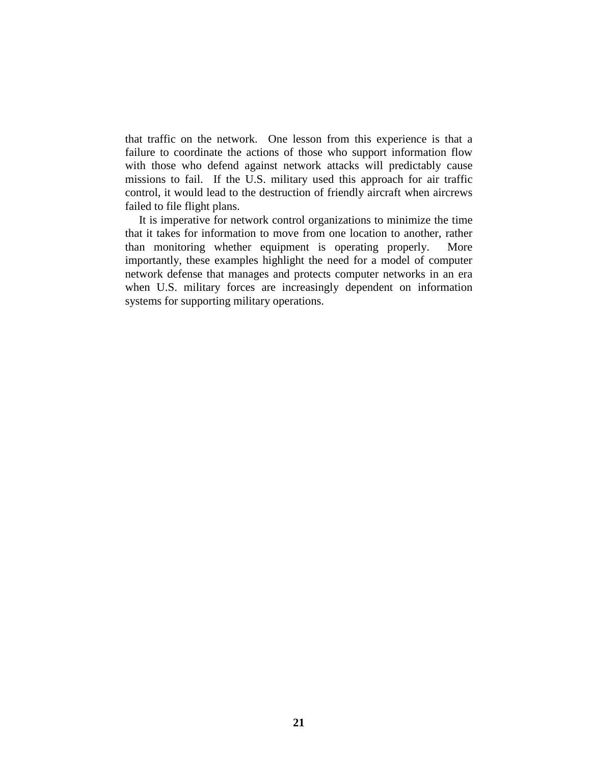that traffic on the network. One lesson from this experience is that a failure to coordinate the actions of those who support information flow with those who defend against network attacks will predictably cause missions to fail. If the U.S. military used this approach for air traffic control, it would lead to the destruction of friendly aircraft when aircrews failed to file flight plans.

It is imperative for network control organizations to minimize the time that it takes for information to move from one location to another, rather than monitoring whether equipment is operating properly. More importantly, these examples highlight the need for a model of computer network defense that manages and protects computer networks in an era when U.S. military forces are increasingly dependent on information systems for supporting military operations.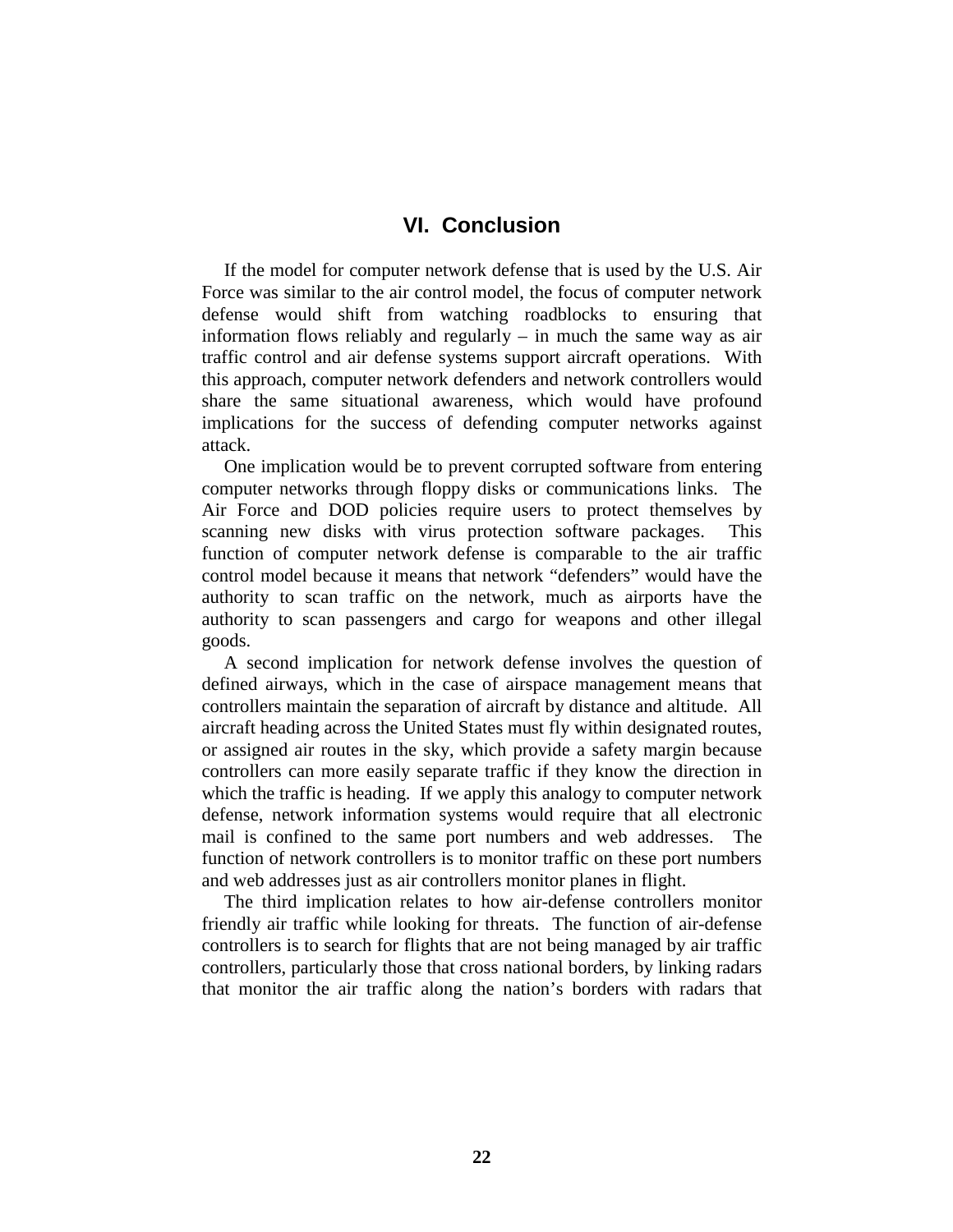# VI. Conclusion

If the model for computer network defense that is used by the U.S. Air Force was similar to the air control model, the focus of computer network defense would shift from watching roadblocks to ensuring that information flows reliably and regularly – in much the same way as air traffic control and air defense systems support aircraft operations. With this approach, computer network defenders and network controllers would share the same situational awareness, which would have profound implications for the success of defending computer networks against attack.

One implication would be to prevent corrupted software from entering computer networks through floppy disks or communications links. The Air Force and DOD policies require users to protect themselves by scanning new disks with virus protection software packages. This function of computer network defense is comparable to the air traffic control model because it means that network "defenders" would have the authority to scan traffic on the network, much as airports have the authority to scan passengers and cargo for weapons and other illegal goods.

A second implication for network defense involves the question of defined airways, which in the case of airspace management means that controllers maintain the separation of aircraft by distance and altitude. All aircraft heading across the United States must fly within designated routes, or assigned air routes in the sky, which provide a safety margin because controllers can more easily separate traffic if they know the direction in which the traffic is heading. If we apply this analogy to computer network defense, network information systems would require that all electronic mail is confined to the same port numbers and web addresses. The function of network controllers is to monitor traffic on these port numbers and web addresses just as air controllers monitor planes in flight.

The third implication relates to how air-defense controllers monitor friendly air traffic while looking for threats. The function of air-defense controllers is to search for flights that are not being managed by air traffic controllers, particularly those that cross national borders, by linking radars that monitor the air traffic along the nation's borders with radars that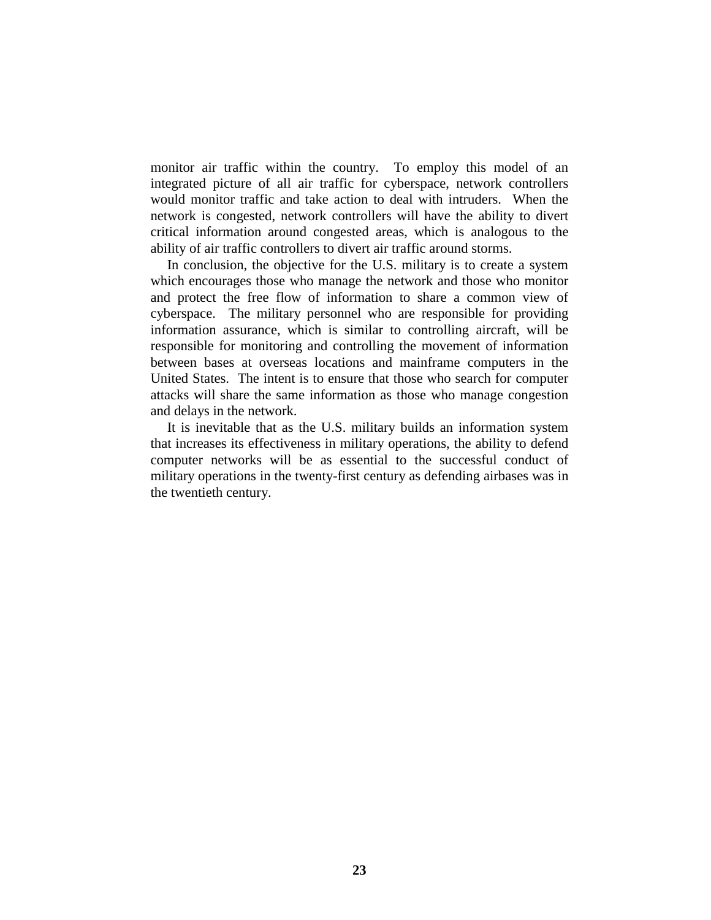monitor air traffic within the country. To employ this model of an integrated picture of all air traffic for cyberspace, network controllers would monitor traffic and take action to deal with intruders. When the network is congested, network controllers will have the ability to divert critical information around congested areas, which is analogous to the ability of air traffic controllers to divert air traffic around storms.

In conclusion, the objective for the U.S. military is to create a system which encourages those who manage the network and those who monitor and protect the free flow of information to share a common view of cyberspace. The military personnel who are responsible for providing information assurance, which is similar to controlling aircraft, will be responsible for monitoring and controlling the movement of information between bases at overseas locations and mainframe computers in the United States. The intent is to ensure that those who search for computer attacks will share the same information as those who manage congestion and delays in the network.

It is inevitable that as the U.S. military builds an information system that increases its effectiveness in military operations, the ability to defend computer networks will be as essential to the successful conduct of military operations in the twenty-first century as defending airbases was in the twentieth century.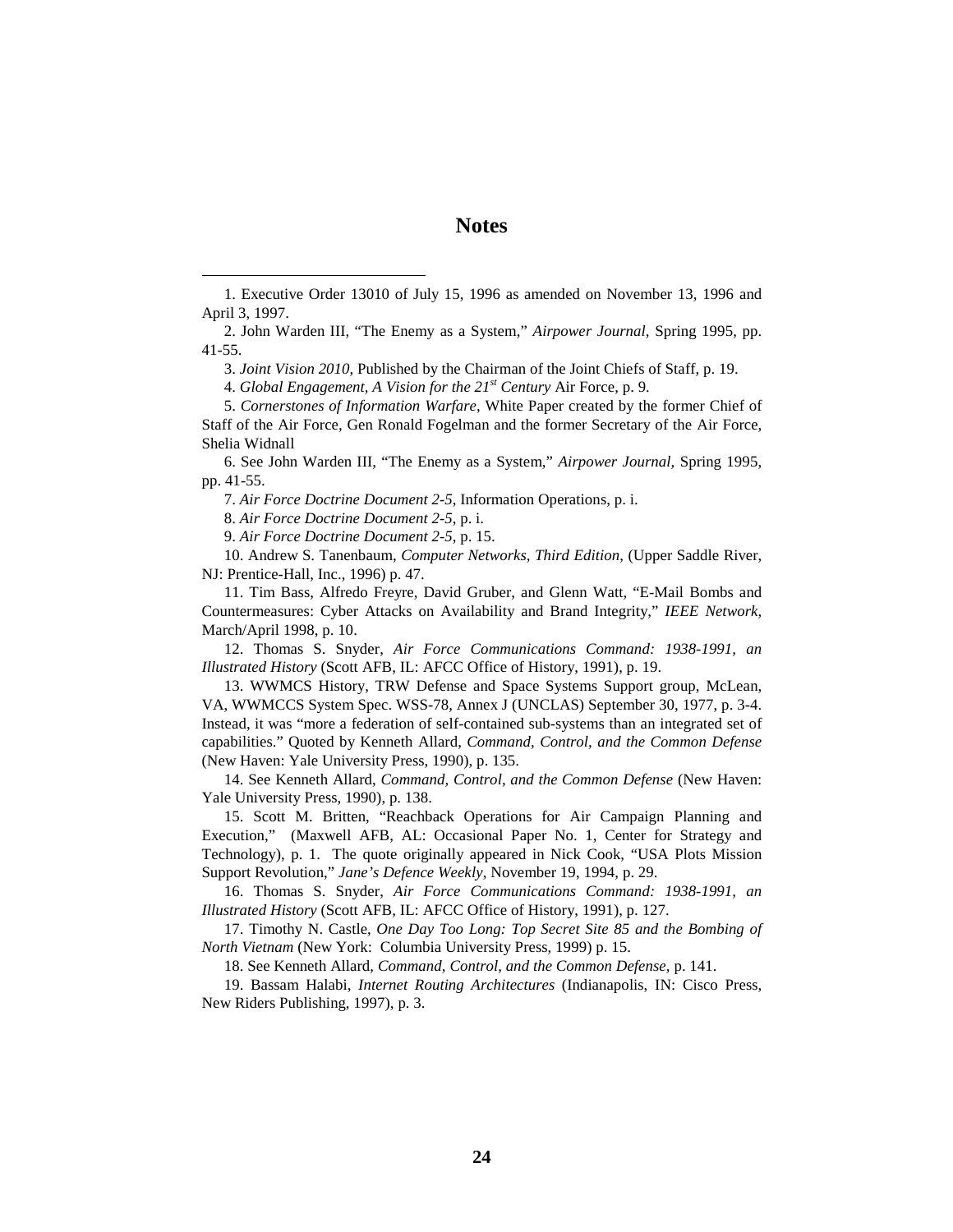# Notes

1. Executive Order 13010 of July 15, 1996 as amended on November 13, 1996 and April 3, 1997.

2. John Warden III, "The Enemy as a System," *Airpower Journal,* Spring 1995, pp. 41-55.

3. *Joint Vision 2010*, Published by the Chairman of the Joint Chiefs of Staff, p. 19.

4. *Global Engagement, A Vision for the 21st Century* Air Force, p. 9.

5. *Cornerstones of Information Warfare*, White Paper created by the former Chief of Staff of the Air Force, Gen Ronald Fogelman and the former Secretary of the Air Force, Shelia Widnall

6. See John Warden III, "The Enemy as a System," *Airpower Journal,* Spring 1995, pp. 41-55.

7. *Air Force Doctrine Document 2-5*, Information Operations, p. i.

8. *Air Force Doctrine Document 2-5*, p. i.

9. *Air Force Doctrine Document 2-5*, p. 15.

10. Andrew S. Tanenbaum, *Computer Networks, Third Edition*, (Upper Saddle River, NJ: Prentice-Hall, Inc., 1996) p. 47.

11. Tim Bass, Alfredo Freyre, David Gruber, and Glenn Watt, "E-Mail Bombs and Countermeasures: Cyber Attacks on Availability and Brand Integrity," *IEEE Network,* March/April 1998, p. 10.

12. Thomas S. Snyder, *Air Force Communications Command: 1938-1991, an Illustrated History* (Scott AFB, IL: AFCC Office of History, 1991), p. 19.

13. WWMCS History, TRW Defense and Space Systems Support group, McLean, VA, WWMCCS System Spec. WSS-78, Annex J (UNCLAS) September 30, 1977, p. 3-4. Instead, it was "more a federation of self-contained sub-systems than an integrated set of capabilities." Quoted by Kenneth Allard, *Command, Control, and the Common Defense* (New Haven: Yale University Press, 1990), p. 135.

14. See Kenneth Allard, *Command, Control, and the Common Defense* (New Haven: Yale University Press, 1990), p. 138.

15. Scott M. Britten, "Reachback Operations for Air Campaign Planning and Execution," (Maxwell AFB, AL: Occasional Paper No. 1, Center for Strategy and Technology), p. 1. The quote originally appeared in Nick Cook, "USA Plots Mission Support Revolution," *Jane's Defence Weekly*, November 19, 1994, p. 29.

16. Thomas S. Snyder, *Air Force Communications Command: 1938-1991, an Illustrated History* (Scott AFB, IL: AFCC Office of History, 1991), p. 127.

17. Timothy N. Castle, *One Day Too Long: Top Secret Site 85 and the Bombing of North Vietnam* (New York: Columbia University Press, 1999) p. 15.

18. See Kenneth Allard, *Command, Control, and the Common Defense,* p. 141.

19. Bassam Halabi, *Internet Routing Architectures* (Indianapolis, IN: Cisco Press, New Riders Publishing, 1997), p. 3.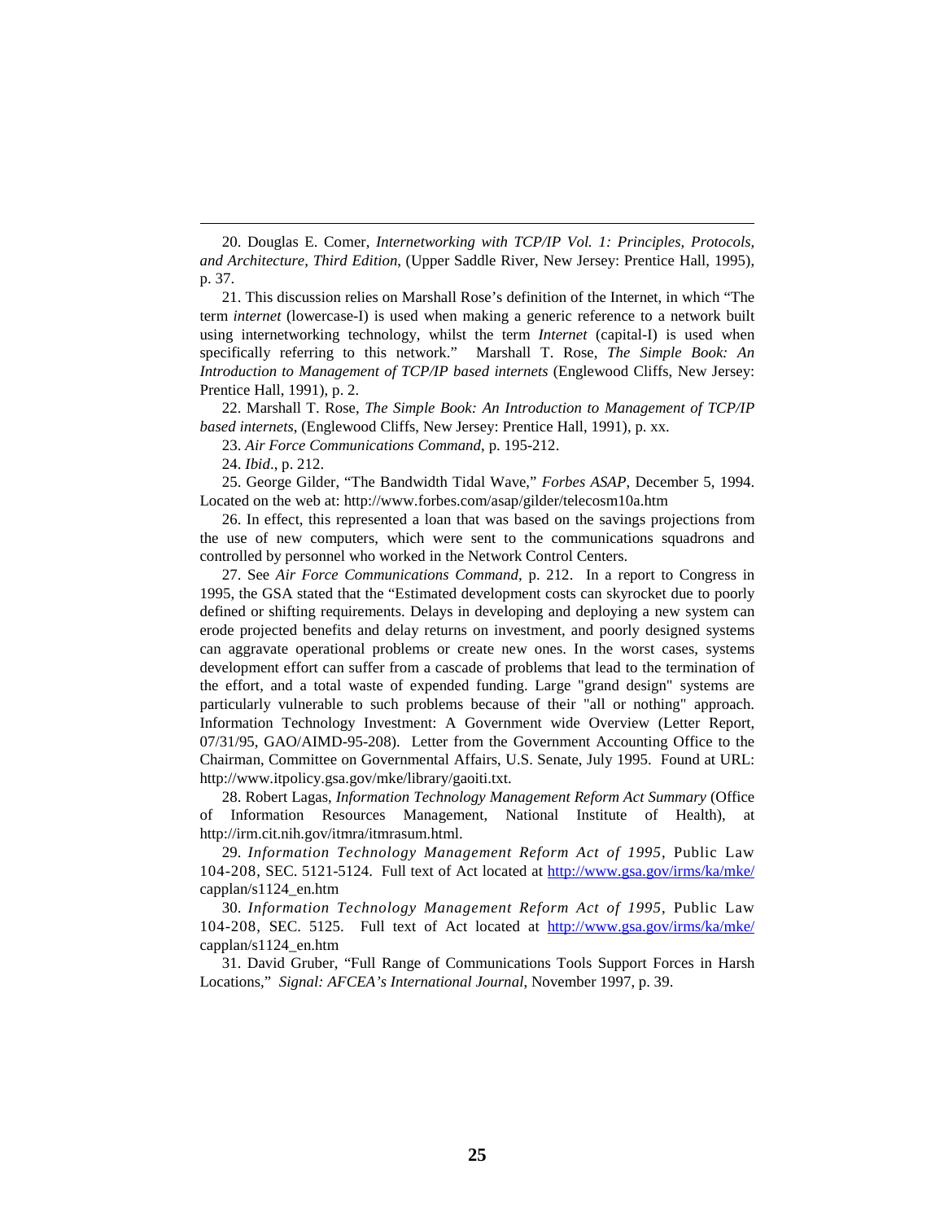20. Douglas E. Comer, *Internetworking with TCP/IP Vol. 1: Principles, Protocols, and Architecture, Third Edition,* (Upper Saddle River, New Jersey: Prentice Hall, 1995), p. 37.

21. This discussion relies on Marshall Rose's definition of the Internet, in which "The term *internet* (lowercase-I) is used when making a generic reference to a network built using internetworking technology, whilst the term *Internet* (capital-I) is used when specifically referring to this network." Marshall T. Rose, *The Simple Book: An Introduction to Management of TCP/IP based internets* (Englewood Cliffs, New Jersey: Prentice Hall, 1991), p. 2.

22. Marshall T. Rose, *The Simple Book: An Introduction to Management of TCP/IP based internets*, (Englewood Cliffs, New Jersey: Prentice Hall, 1991), p. xx.

23. *Air Force Communications Command*, p. 195-212.

24. *Ibid*., p. 212.

25. George Gilder, "The Bandwidth Tidal Wave," *Forbes ASAP*, December 5, 1994. Located on the web at: http://www.forbes.com/asap/gilder/telecosm10a.htm

26. In effect, this represented a loan that was based on the savings projections from the use of new computers, which were sent to the communications squadrons and controlled by personnel who worked in the Network Control Centers.

27. See *Air Force Communications Command,* p. 212. In a report to Congress in 1995, the GSA stated that the "Estimated development costs can skyrocket due to poorly defined or shifting requirements. Delays in developing and deploying a new system can erode projected benefits and delay returns on investment, and poorly designed systems can aggravate operational problems or create new ones. In the worst cases, systems development effort can suffer from a cascade of problems that lead to the termination of the effort, and a total waste of expended funding. Large "grand design" systems are particularly vulnerable to such problems because of their "all or nothing" approach. Information Technology Investment: A Government wide Overview (Letter Report, 07/31/95, GAO/AIMD-95-208). Letter from the Government Accounting Office to the Chairman, Committee on Governmental Affairs, U.S. Senate, July 1995. Found at URL: http://www.itpolicy.gsa.gov/mke/library/gaoiti.txt.

28. Robert Lagas, *Information Technology Management Reform Act Summary* (Office of Information Resources Management, National Institute of Health), at http://irm.cit.nih.gov/itmra/itmrasum.html.

29. *Information Technology Management Reform Act of 1995*, Public Law 104-208, SEC. 5121-5124. Full text of Act located at http://www.gsa.gov/irms/ka/mke/capplan/s1124_en.htm

30. *Information Technology Management Reform Act of 1995*, Public Law 104-208, SEC. 5125. Full text of Act located at http://www.gsa.gov/irms/ka/mke/capplan/s1124_en.htm

31. David Gruber, "Full Range of Communications Tools Support Forces in Harsh Locations," *Signal: AFCEA's International Journal*, November 1997, p. 39.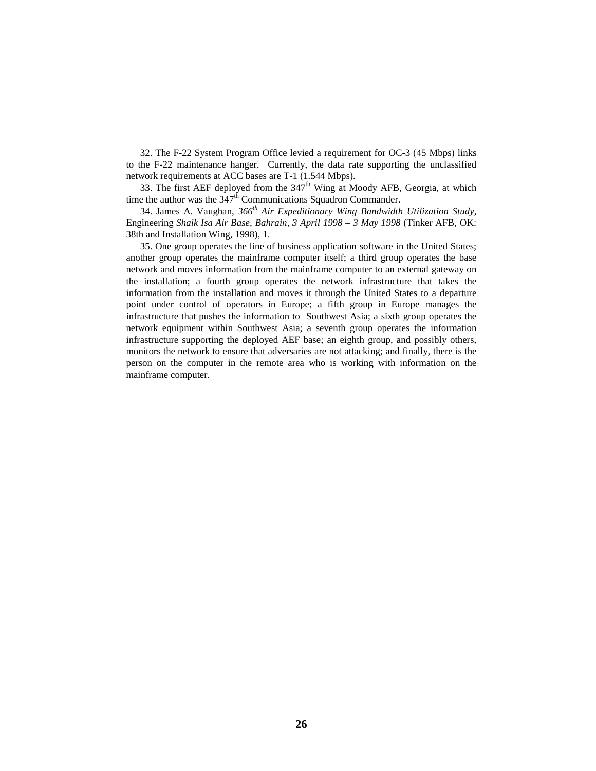32. The F-22 System Program Office levied a requirement for OC-3 (45 Mbps) links to the F-22 maintenance hanger. Currently, the data rate supporting the unclassified network requirements at ACC bases are T-1 (1.544 Mbps).

33. The first AEF deployed from the $347^{th}$ Wing at Moody AFB, Georgia, at which time the author was the $347^{th}$ Communications Squadron Commander.

34. James A. Vaughan, *$366^{th}$ Air Expeditionary Wing Bandwidth Utilization Study*, Engineering *Shaik Isa Air Base, Bahrain, 3 April 1998 – 3 May 1998* (Tinker AFB, OK: 38th and Installation Wing, 1998), 1.

35. One group operates the line of business application software in the United States; another group operates the mainframe computer itself; a third group operates the base network and moves information from the mainframe computer to an external gateway on the installation; a fourth group operates the network infrastructure that takes the information from the installation and moves it through the United States to a departure point under control of operators in Europe; a fifth group in Europe manages the infrastructure that pushes the information to Southwest Asia; a sixth group operates the network equipment within Southwest Asia; a seventh group operates the information infrastructure supporting the deployed AEF base; an eighth group, and possibly others, monitors the network to ensure that adversaries are not attacking; and finally, there is the person on the computer in the remote area who is working with information on the mainframe computer.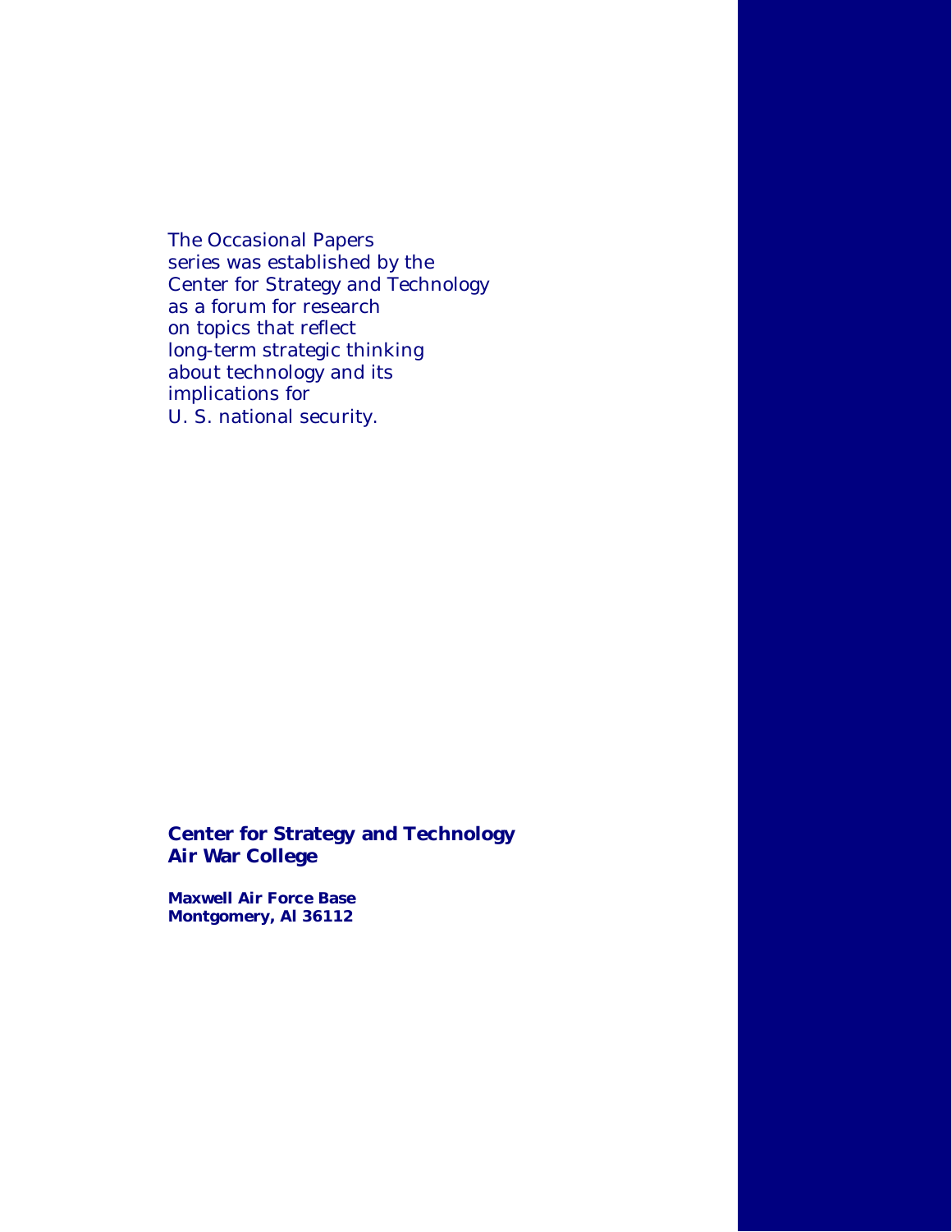The Occasional Papers
series was established by the
Center for Strategy and Technology
as a forum for research
on topics that reflect
long-term strategic thinking
about technology and its
implications for
U. S. national security.

**Center for Strategy and Technology**
**Air War College**

**Maxwell Air Force Base**
**Montgomery, Al 36112**